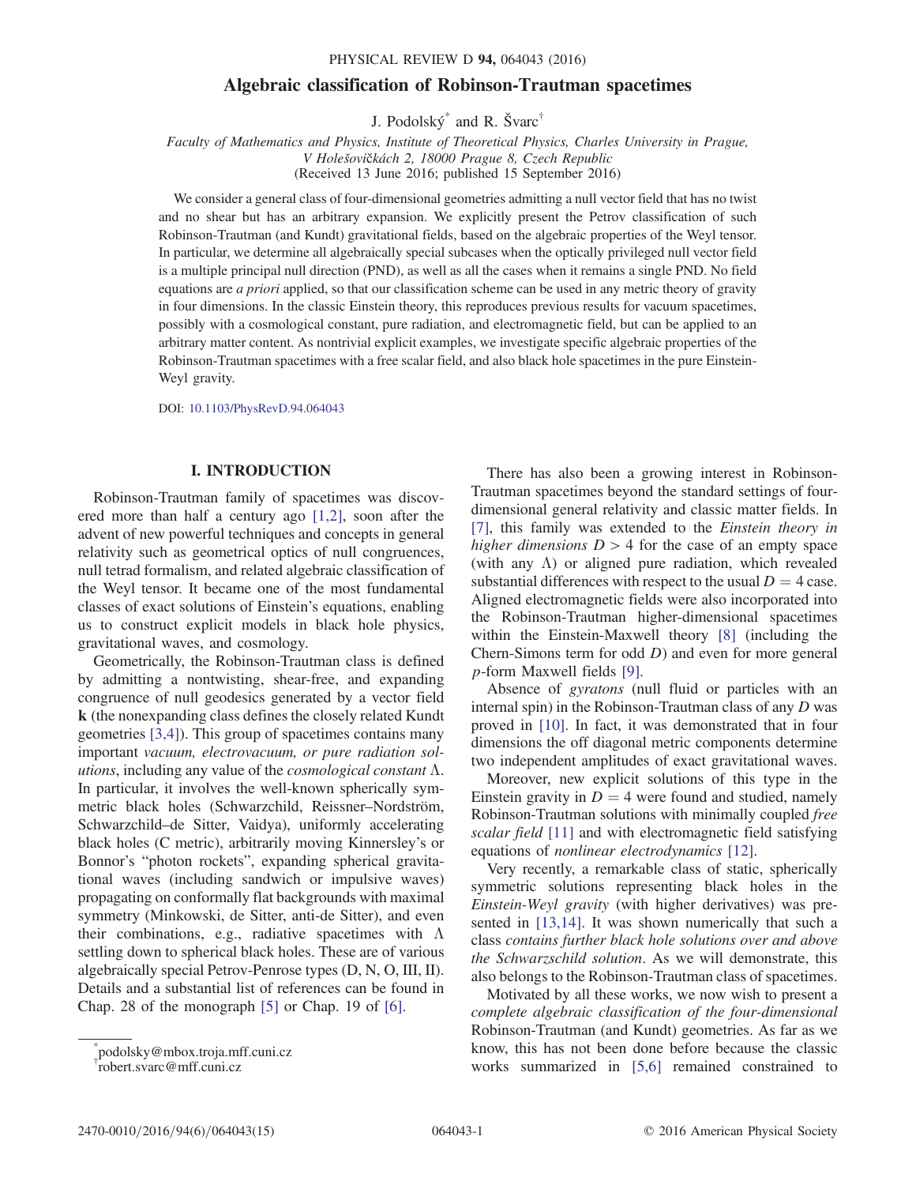# Algebraic classification of Robinson-Trautman spacetimes

J. Podolský[*] and R. Švarc[†]

*Faculty of Mathematics and Physics, Institute of Theoretical Physics, Charles University in Prague, V Holešovičkách 2, 18000 Prague 8, Czech Republic*

(Received 13 June 2016; published 15 September 2016)

We consider a general class of four-dimensional geometries admitting a null vector field that has no twist and no shear but has an arbitrary expansion. We explicitly present the Petrov classification of such Robinson-Trautman (and Kundt) gravitational fields, based on the algebraic properties of the Weyl tensor. In particular, we determine all algebraically special subcases when the optically privileged null vector field is a multiple principal null direction (PND), as well as all the cases when it remains a single PND. No field equations are *a priori* applied, so that our classification scheme can be used in any metric theory of gravity in four dimensions. In the classic Einstein theory, this reproduces previous results for vacuum spacetimes, possibly with a cosmological constant, pure radiation, and electromagnetic field, but can be applied to an arbitrary matter content. As nontrivial explicit examples, we investigate specific algebraic properties of the Robinson-Trautman spacetimes with a free scalar field, and also black hole spacetimes in the pure Einstein-Weyl gravity.

DOI: 10.1103/PhysRevD.94.064043

## I. INTRODUCTION

Robinson-Trautman family of spacetimes was discovered more than half a century ago [1,2], soon after the advent of new powerful techniques and concepts in general relativity such as geometrical optics of null congruences, null tetrad formalism, and related algebraic classification of the Weyl tensor. It became one of the most fundamental classes of exact solutions of Einstein's equations, enabling us to construct explicit models in black hole physics, gravitational waves, and cosmology.

Geometrically, the Robinson-Trautman class is defined by admitting a nontwisting, shear-free, and expanding congruence of null geodesics generated by a vector field $\mathbf{k}$ (the nonexpanding class defines the closely related Kundt geometries [3,4]). This group of spacetimes contains many important *vacuum, electrovacuum, or pure radiation solutions*, including any value of the *cosmological constant* $\Lambda$. In particular, it involves the well-known spherically symmetric black holes (Schwarzschild, Reissner–Nordström, Schwarzschild–de Sitter, Vaidya), uniformly accelerating black holes (C metric), arbitrarily moving Kinnersley's or Bonnor's "photon rockets", expanding spherical gravitational waves (including sandwich or impulsive waves) propagating on conformally flat backgrounds with maximal symmetry (Minkowski, de Sitter, anti-de Sitter), and even their combinations, e.g., radiative spacetimes with $\Lambda$ settling down to spherical black holes. These are of various algebraically special Petrov-Penrose types (D, N, O, III, II). Details and a substantial list of references can be found in Chap. 28 of the monograph [5] or Chap. 19 of [6].

There has also been a growing interest in Robinson-Trautman spacetimes beyond the standard settings of four-dimensional general relativity and classic matter fields. In [7], this family was extended to the *Einstein theory in higher dimensions* $D > 4$ for the case of an empty space (with any $\Lambda$) or aligned pure radiation, which revealed substantial differences with respect to the usual $D = 4$ case. Aligned electromagnetic fields were also incorporated into the Robinson-Trautman higher-dimensional spacetimes within the Einstein-Maxwell theory [8] (including the Chern-Simons term for odd $D$) and even for more general $p$-form Maxwell fields [9].

Absence of *gyratons* (null fluid or particles with an internal spin) in the Robinson-Trautman class of any $D$ was proved in [10]. In fact, it was demonstrated that in four dimensions the off diagonal metric components determine two independent amplitudes of exact gravitational waves.

Moreover, new explicit solutions of this type in the Einstein gravity in $D = 4$ were found and studied, namely Robinson-Trautman solutions with minimally coupled *free scalar field* [11] and with electromagnetic field satisfying equations of *nonlinear electrodynamics* [12].

Very recently, a remarkable class of static, spherically symmetric solutions representing black holes in the *Einstein-Weyl gravity* (with higher derivatives) was presented in [13,14]. It was shown numerically that such a class *contains further black hole solutions over and above the Schwarzschild solution*. As we will demonstrate, this also belongs to the Robinson-Trautman class of spacetimes.

Motivated by all these works, we now wish to present a *complete algebraic classification of the four-dimensional* Robinson-Trautman (and Kundt) geometries. As far as we know, this has not been done before because the classic works summarized in [5,6] remained constrained to

---

[*] podolsky@mbox.troja.mff.cuni.cz

[†] robert.svarc@mff.cuni.cz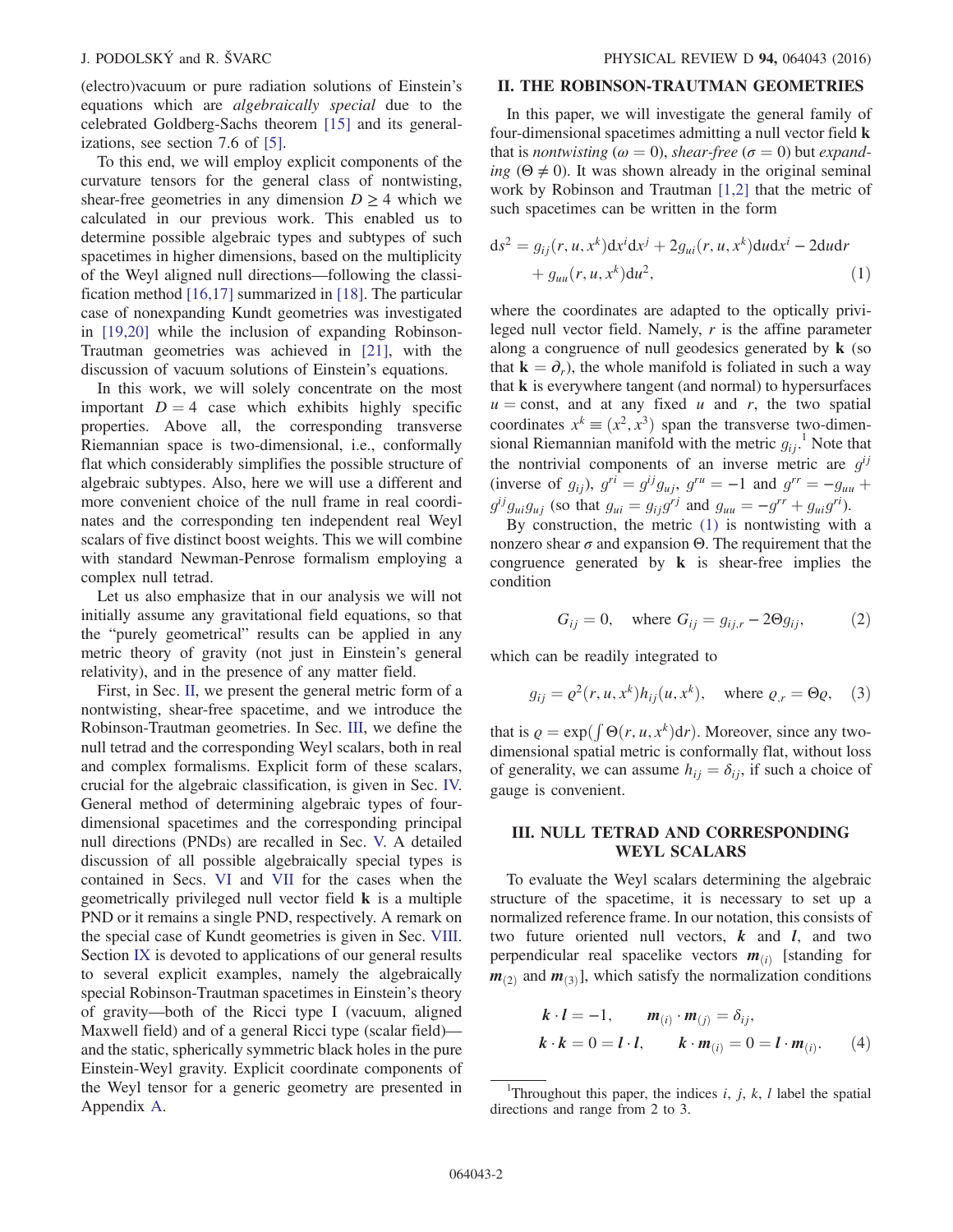(electro)vacuum or pure radiation solutions of Einstein's equations which are *algebraically special* due to the celebrated Goldberg-Sachs theorem [15] and its generalizations, see section 7.6 of [5].

To this end, we will employ explicit components of the curvature tensors for the general class of nontwisting, shear-free geometries in any dimension $D \geq 4$ which we calculated in our previous work. This enabled us to determine possible algebraic types and subtypes of such spacetimes in higher dimensions, based on the multiplicity of the Weyl aligned null directions—following the classification method [16,17] summarized in [18]. The particular case of nonexpanding Kundt geometries was investigated in [19,20] while the inclusion of expanding Robinson-Trautman geometries was achieved in [21], with the discussion of vacuum solutions of Einstein's equations.

In this work, we will solely concentrate on the most important $D = 4$ case which exhibits highly specific properties. Above all, the corresponding transverse Riemannian space is two-dimensional, i.e., conformally flat which considerably simplifies the possible structure of algebraic subtypes. Also, here we will use a different and more convenient choice of the null frame in real coordinates and the corresponding ten independent real Weyl scalars of five distinct boost weights. This we will combine with standard Newman-Penrose formalism employing a complex null tetrad.

Let us also emphasize that in our analysis we will not initially assume any gravitational field equations, so that the "purely geometrical" results can be applied in any metric theory of gravity (not just in Einstein's general relativity), and in the presence of any matter field.

First, in Sec. II, we present the general metric form of a nontwisting, shear-free spacetime, and we introduce the Robinson-Trautman geometries. In Sec. III, we define the null tetrad and the corresponding Weyl scalars, both in real and complex formalisms. Explicit form of these scalars, crucial for the algebraic classification, is given in Sec. IV. General method of determining algebraic types of four-dimensional spacetimes and the corresponding principal null directions (PNDs) are recalled in Sec. V. A detailed discussion of all possible algebraically special types is contained in Secs. VI and VII for the cases when the geometrically privileged null vector field $\mathbf{k}$ is a multiple PND or it remains a single PND, respectively. A remark on the special case of Kundt geometries is given in Sec. VIII. Section IX is devoted to applications of our general results to several explicit examples, namely the algebraically special Robinson-Trautman spacetimes in Einstein's theory of gravity—both of the Ricci type I (vacuum, aligned Maxwell field) and of a general Ricci type (scalar field)—and the static, spherically symmetric black holes in the pure Einstein-Weyl gravity. Explicit coordinate components of the Weyl tensor for a generic geometry are presented in Appendix A.

## II. THE ROBINSON-TRAUTMAN GEOMETRIES

In this paper, we will investigate the general family of four-dimensional spacetimes admitting a null vector field $\mathbf{k}$ that is *nontwisting* ($\omega = 0$), *shear-free* ($\sigma = 0$) but *expanding* ($\Theta \neq 0$). It was shown already in the original seminal work by Robinson and Trautman [1,2] that the metric of such spacetimes can be written in the form

$$
\mathrm{d}s^2 = g_{ij}(r,u,x^k)\mathrm{d}x^i\mathrm{d}x^j + 2g_{ui}(r,u,x^k)\mathrm{d}u\mathrm{d}x^i - 2\mathrm{d}u\mathrm{d}r + g_{uu}(r,u,x^k)\mathrm{d}u^2, \tag{1}
$$

where the coordinates are adapted to the optically privileged null vector field. Namely, $r$ is the affine parameter along a congruence of null geodesics generated by $\mathbf{k}$ (so that $\mathbf{k} = \partial_r$), the whole manifold is foliated in such a way that $\mathbf{k}$ is everywhere tangent (and normal) to hypersurfaces $u = \text{const}$, and at any fixed $u$ and $r$, the two spatial coordinates $x^k \equiv (x^2, x^3)$ span the transverse two-dimensional Riemannian manifold with the metric $g_{ij}$.[1] Note that the nontrivial components of an inverse metric are $g^{ij}$ (inverse of $g_{ij}$), $g^{ri} = g^{ij}g_{uj}$, $g^{ru} = -1$ and $g^{rr} = -g_{uu} + g^{ij}g_{ui}g_{uj}$ (so that $g_{ui} = g_{ij}g^{rj}$ and $g_{uu} = -g^{rr} + g_{ui}g^{ri}$).

By construction, the metric (1) is nontwisting with a nonzero shear $\sigma$ and expansion $\Theta$. The requirement that the congruence generated by $\mathbf{k}$ is shear-free implies the condition

$$
G_{ij} = 0, \quad \text{where } G_{ij} = g_{ij,r} - 2\Theta g_{ij}, \tag{2}
$$

which can be readily integrated to

$$
g_{ij} = \varrho^2(r,u,x^k)h_{ij}(u,x^k), \quad \text{where } \varrho_{,r} = \Theta\varrho, \tag{3}
$$

that is $\varrho = \exp(\int \Theta(r,u,x^k)\mathrm{d}r)$. Moreover, since any two-dimensional spatial metric is conformally flat, without loss of generality, we can assume $h_{ij} = \delta_{ij}$, if such a choice of gauge is convenient.

## III. NULL TETRAD AND CORRESPONDING WEYL SCALARS

To evaluate the Weyl scalars determining the algebraic structure of the spacetime, it is necessary to set up a normalized reference frame. In our notation, this consists of two future oriented null vectors, $\boldsymbol{k}$ and $\boldsymbol{l}$, and two perpendicular real spacelike vectors $\boldsymbol{m}_{(i)}$ [standing for $\boldsymbol{m}_{(2)}$ and $\boldsymbol{m}_{(3)}$], which satisfy the normalization conditions

$$
\begin{aligned}
\boldsymbol{k}\cdot\boldsymbol{l} &= -1, \qquad \boldsymbol{m}_{(i)}\cdot\boldsymbol{m}_{(j)} = \delta_{ij}, \\
\boldsymbol{k}\cdot\boldsymbol{k} &= 0 = \boldsymbol{l}\cdot\boldsymbol{l}, \qquad \boldsymbol{k}\cdot\boldsymbol{m}_{(i)} = 0 = \boldsymbol{l}\cdot\boldsymbol{m}_{(i)}.
\end{aligned} \tag{4}
$$

[1] Throughout this paper, the indices $i$, $j$, $k$, $l$ label the spatial directions and range from 2 to 3.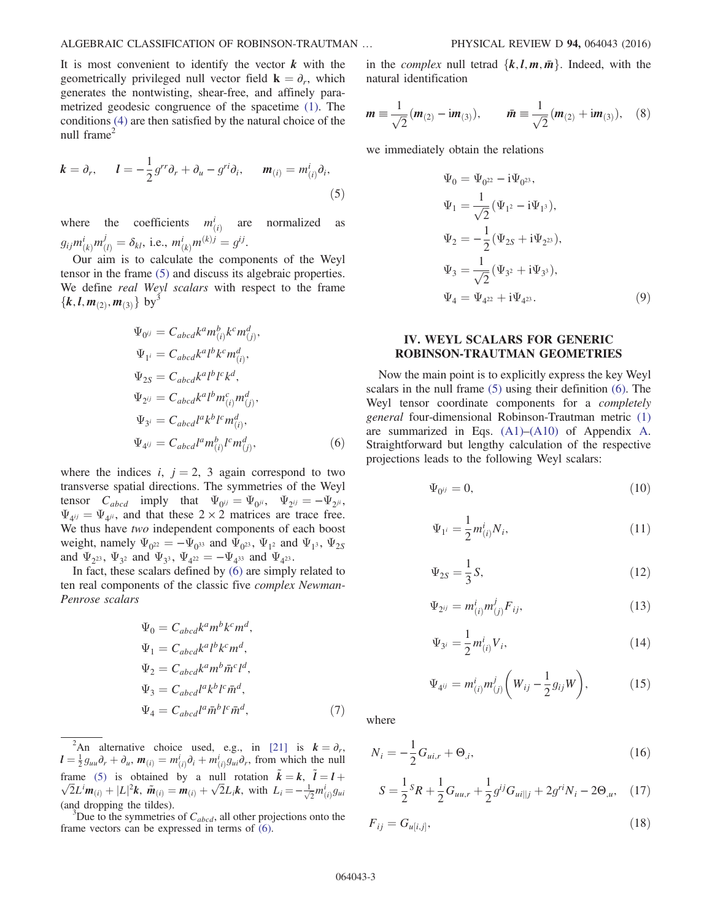It is most convenient to identify the vector $\boldsymbol{k}$ with the geometrically privileged null vector field $\mathbf{k} = \partial_r$, which generates the nontwisting, shear-free, and affinely parametrized geodesic congruence of the spacetime (1). The conditions (4) are then satisfied by the natural choice of the null frame[2]

$$
\boldsymbol{k} = \partial_r, \qquad \boldsymbol{l} = -\frac{1}{2} g^{rr}\partial_r + \partial_u - g^{ri}\partial_i, \qquad \boldsymbol{m}_{(i)} = m^i_{(i)}\partial_i, \tag{5}
$$

where the coefficients $m^i_{(i)}$ are normalized as $g_{ij} m^i_{(k)} m^j_{(l)} = \delta_{kl}$, i.e., $m^i_{(k)} m^{(k)j} = g^{ij}$.

Our aim is to calculate the components of the Weyl tensor in the frame (5) and discuss its algebraic properties. We define *real Weyl scalars* with respect to the frame $\{\boldsymbol{k}, \boldsymbol{l}, \boldsymbol{m}_{(2)}, \boldsymbol{m}_{(3)}\}$ by[3]

$$
\begin{aligned}
\Psi_{0^{ij}} &= C_{abcd} k^a m^b_{(i)} k^c m^d_{(j)}, \\
\Psi_{1^i} &= C_{abcd} k^a l^b k^c m^d_{(i)}, \\
\Psi_{2S} &= C_{abcd} k^a l^b l^c k^d, \\
\Psi_{2^{ij}} &= C_{abcd} k^a l^b m^c_{(i)} m^d_{(j)}, \\
\Psi_{3^i} &= C_{abcd} l^a k^b l^c m^d_{(i)}, \\
\Psi_{4^{ij}} &= C_{abcd} l^a m^b_{(i)} l^c m^d_{(j)},
\end{aligned} \tag{6}
$$

where the indices $i,\ j = 2,\ 3$ again correspond to two transverse spatial directions. The symmetries of the Weyl tensor $C_{abcd}$ imply that $\Psi_{0^{ij}} = \Psi_{0^{ji}}$, $\Psi_{2^{ij}} = -\Psi_{2^{ji}}$, $\Psi_{4^{ij}} = \Psi_{4^{ji}}$, and that these $2\times 2$ matrices are trace free. We thus have *two* independent components of each boost weight, namely $\Psi_{0^{22}} = -\Psi_{0^{33}}$ and $\Psi_{0^{23}}$, $\Psi_{1^2}$ and $\Psi_{1^3}$, $\Psi_{2S}$ and $\Psi_{2^{23}}$, $\Psi_{3^2}$ and $\Psi_{3^3}$, $\Psi_{4^{22}} = -\Psi_{4^{33}}$ and $\Psi_{4^{23}}$.

In fact, these scalars defined by (6) are simply related to ten real components of the classic five *complex Newman-Penrose scalars*

$$
\begin{aligned}
\Psi_0 &= C_{abcd} k^a m^b k^c m^d, \\
\Psi_1 &= C_{abcd} k^a l^b k^c m^d, \\
\Psi_2 &= C_{abcd} k^a m^b \bar{m}^c l^d, \\
\Psi_3 &= C_{abcd} l^a k^b l^c \bar{m}^d, \\
\Psi_4 &= C_{abcd} l^a \bar{m}^b l^c \bar{m}^d,
\end{aligned} \tag{7}
$$

in the *complex* null tetrad $\{\boldsymbol{k}, \boldsymbol{l}, \boldsymbol{m}, \bar{\boldsymbol{m}}\}$. Indeed, with the natural identification

$$
\boldsymbol{m} \equiv \frac{1}{\sqrt{2}}(\boldsymbol{m}_{(2)} - \mathrm{i}\boldsymbol{m}_{(3)}), \qquad \bar{\boldsymbol{m}} \equiv \frac{1}{\sqrt{2}}(\boldsymbol{m}_{(2)} + \mathrm{i}\boldsymbol{m}_{(3)}), \tag{8}
$$

we immediately obtain the relations

$$
\begin{aligned}
\Psi_0 &= \Psi_{0^{22}} - \mathrm{i}\Psi_{0^{23}}, \\
\Psi_1 &= \frac{1}{\sqrt{2}}(\Psi_{1^2} - \mathrm{i}\Psi_{1^3}), \\
\Psi_2 &= -\frac{1}{2}(\Psi_{2S} + \mathrm{i}\Psi_{2^{23}}), \\
\Psi_3 &= \frac{1}{\sqrt{2}}(\Psi_{3^2} + \mathrm{i}\Psi_{3^3}), \\
\Psi_4 &= \Psi_{4^{22}} + \mathrm{i}\Psi_{4^{23}}.
\end{aligned} \tag{9}
$$

## IV. WEYL SCALARS FOR GENERIC ROBINSON-TRAUTMAN GEOMETRIES

Now the main point is to explicitly express the key Weyl scalars in the null frame (5) using their definition (6). The Weyl tensor coordinate components for a *completely general* four-dimensional Robinson-Trautman metric (1) are summarized in Eqs. (A1)–(A10) of Appendix A. Straightforward but lengthy calculation of the respective projections leads to the following Weyl scalars:

$$
\Psi_{0^{ij}} = 0, \tag{10}
$$

$$
\Psi_{1^i} = \frac{1}{2} m^i_{(i)} N_i, \tag{11}
$$

$$
\Psi_{2S} = \frac{1}{3} S, \tag{12}
$$

$$
\Psi_{2^{ij}} = m^i_{(i)} m^j_{(j)} F_{ij}, \tag{13}
$$

$$
\Psi_{3^i} = \frac{1}{2} m^i_{(i)} V_i, \tag{14}
$$

$$
\Psi_{4^{ij}} = m^i_{(i)} m^j_{(j)} \left( W_{ij} - \frac{1}{2} g_{ij} W \right), \tag{15}
$$

where

$$
N_i = -\frac{1}{2} G_{ui,r} + \Theta_{,i}, \tag{16}
$$

$$
S = \frac{1}{2}{}^S\!R + \frac{1}{2} G_{uu,r} + \frac{1}{2} g^{ij} G_{ui||j} + 2 g^{ri} N_i - 2\Theta_{,u}, \tag{17}
$$

$$
F_{ij} = G_{u[i,j]}, \tag{18}
$$

[2] An alternative choice used, e.g., in [21] is $\boldsymbol{k} = \partial_r$, $\boldsymbol{l} = \frac{1}{2} g_{uu}\partial_r + \partial_u$, $\boldsymbol{m}_{(i)} = m^i_{(i)}\partial_i + m^i_{(i)} g_{ui}\partial_r$, from which the null frame (5) is obtained by a null rotation $\tilde{\boldsymbol{k}} = \boldsymbol{k}$, $\tilde{\boldsymbol{l}} = \boldsymbol{l} + \sqrt{2} L^i \boldsymbol{m}_{(i)} + |L|^2 \boldsymbol{k}$, $\tilde{\boldsymbol{m}}_{(i)} = \boldsymbol{m}_{(i)} + \sqrt{2} L_i \boldsymbol{k}$, with $L_i = -\frac{1}{\sqrt{2}} m^i_{(i)} g_{ui}$ (and dropping the tildes).

[3] Due to the symmetries of $C_{abcd}$, all other projections onto the frame vectors can be expressed in terms of (6).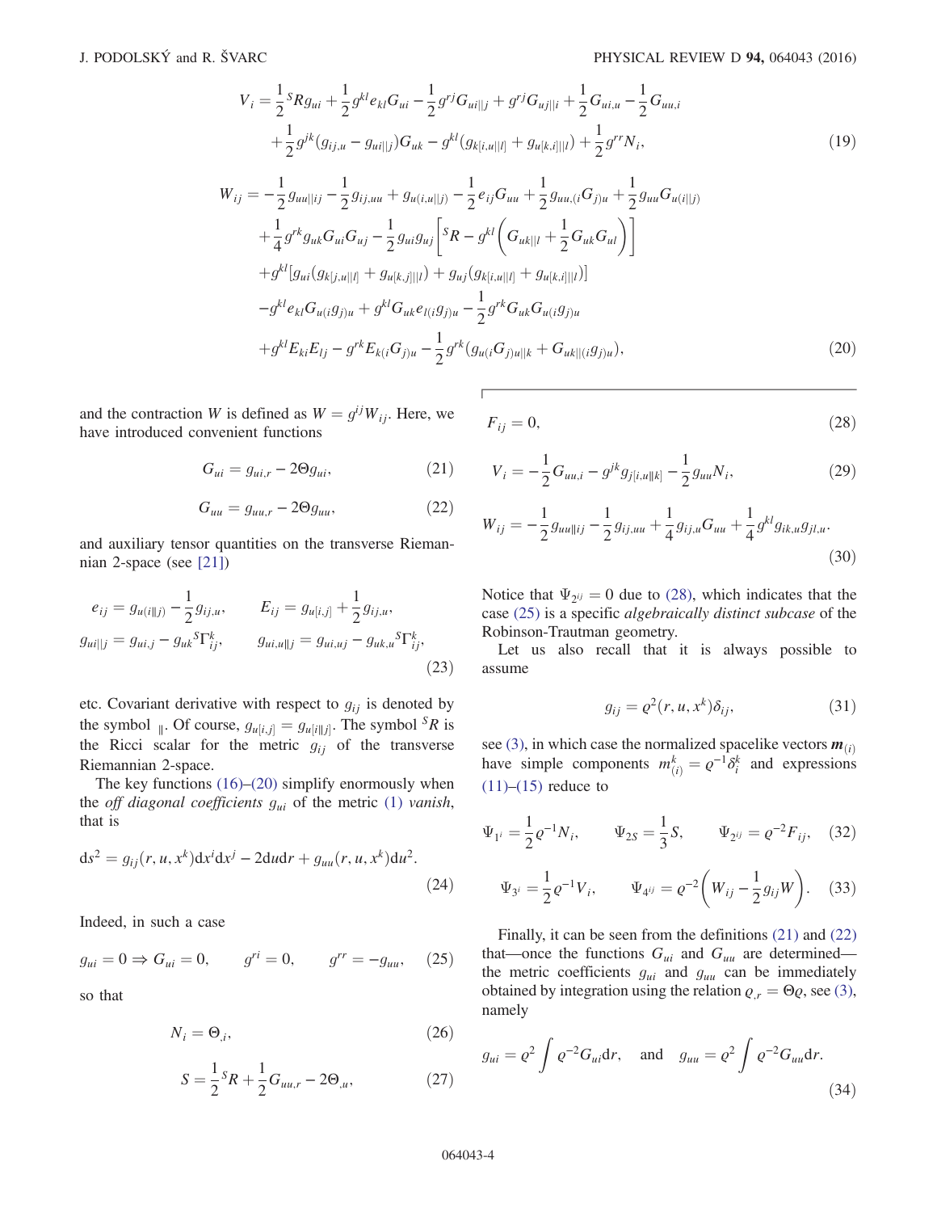$$
\begin{aligned}
V_i = {} & \frac{1}{2}{}^S\!R g_{ui} + \frac{1}{2} g^{kl} e_{kl} G_{ui} - \frac{1}{2} g^{rj} G_{ui||j} + g^{rj} G_{uj||i} + \frac{1}{2} G_{ui,u} - \frac{1}{2} G_{uu,i} \\
& + \frac{1}{2} g^{jk} (g_{ij,u} - g_{ui||j}) G_{uk} - g^{kl} (g_{k[i,u||l]} + g_{u[k,i]||l}) + \frac{1}{2} g^{rr} N_i,
\end{aligned} \tag{19}
$$

$$
\begin{aligned}
W_{ij} = {} & -\frac{1}{2} g_{uu||ij} - \frac{1}{2} g_{ij,uu} + g_{u(i,u||j)} - \frac{1}{2} e_{ij} G_{uu} + \frac{1}{2} g_{uu,(i} G_{j)u} + \frac{1}{2} g_{uu} G_{u(i||j)} \\
& + \frac{1}{4} g^{rk} g_{uk} G_{ui} G_{uj} - \frac{1}{2} g_{ui} g_{uj} \left[ {}^S\!R - g^{kl} \left( G_{uk||l} + \frac{1}{2} G_{uk} G_{ul} \right) \right] \\
& + g^{kl} [ g_{ui} (g_{k[j,u||l]} + g_{u[k,j]||l}) + g_{uj} (g_{k[i,u||l]} + g_{u[k,i]||l}) ] \\
& - g^{kl} e_{kl} G_{u(i} g_{j)u} + g^{kl} G_{uk} e_{l(i} g_{j)u} - \frac{1}{2} g^{rk} G_{uk} G_{u(i} g_{j)u} \\
& + g^{kl} E_{ki} E_{lj} - g^{rk} E_{k(i} G_{j)u} - \frac{1}{2} g^{rk} (g_{u(i} G_{j)u||k} + G_{uk||(i} g_{j)u}),
\end{aligned} \tag{20}
$$

and the contraction $W$ is defined as $W = g^{ij} W_{ij}$. Here, we have introduced convenient functions

$$
G_{ui} = g_{ui,r} - 2\Theta g_{ui}, \tag{21}
$$

$$
G_{uu} = g_{uu,r} - 2\Theta g_{uu}, \tag{22}
$$

and auxiliary tensor quantities on the transverse Riemannian 2-space (see [21])

$$
\begin{aligned}
e_{ij} &= g_{u(i||j)} - \frac{1}{2} g_{ij,u}, \qquad & E_{ij} &= g_{u[i,j]} + \frac{1}{2} g_{ij,u}, \\
g_{ui||j} &= g_{ui,j} - g_{uk} {}^S\Gamma^k_{ij}, \qquad & g_{ui,u||j} &= g_{ui,uj} - g_{uk,u} {}^S\Gamma^k_{ij},
\end{aligned} \tag{23}
$$

etc. Covariant derivative with respect to $g_{ij}$ is denoted by the symbol $_{\|}$. Of course, $g_{u[i,j]} = g_{u[i\|j]}$. The symbol ${}^S\!R$ is the Ricci scalar for the metric $g_{ij}$ of the transverse Riemannian 2-space.

The key functions (16)–(20) simplify enormously when the *off diagonal coefficients* $g_{ui}$ of the metric (1) *vanish*, that is

$$
\mathrm{d}s^2 = g_{ij}(r,u,x^k)\mathrm{d}x^i\mathrm{d}x^j - 2\mathrm{d}u\mathrm{d}r + g_{uu}(r,u,x^k)\mathrm{d}u^2. \tag{24}
$$

Indeed, in such a case

$$
g_{ui} = 0 \Rightarrow G_{ui} = 0, \qquad g^{ri} = 0, \qquad g^{rr} = -g_{uu}, \tag{25}
$$

so that

$$
N_i = \Theta_{,i}, \tag{26}
$$

$$
S = \frac{1}{2}{}^S\!R + \frac{1}{2} G_{uu,r} - 2\Theta_{,u}, \tag{27}
$$

$$
F_{ij} = 0, \tag{28}
$$

$$
V_i = -\frac{1}{2} G_{uu,i} - g^{jk} g_{j[i,u\|k]} - \frac{1}{2} g_{uu} N_i, \tag{29}
$$

$$
W_{ij} = -\frac{1}{2} g_{uu\|ij} - \frac{1}{2} g_{ij,uu} + \frac{1}{4} g_{ij,u} G_{uu} + \frac{1}{4} g^{kl} g_{ik,u} g_{jl,u}. \tag{30}
$$

Notice that $\Psi_{2^{ij}} = 0$ due to (28), which indicates that the case (25) is a specific *algebraically distinct subcase* of the Robinson-Trautman geometry.

Let us also recall that it is always possible to assume

$$
g_{ij} = \varrho^2(r,u,x^k)\delta_{ij}, \tag{31}
$$

see (3), in which case the normalized spacelike vectors $\boldsymbol{m}_{(i)}$ have simple components $m^k_{(i)} = \varrho^{-1}\delta^k_i$ and expressions (11)–(15) reduce to

$$
\Psi_{1^i} = \frac{1}{2}\varrho^{-1} N_i, \qquad \Psi_{2S} = \frac{1}{3} S, \qquad \Psi_{2^{ij}} = \varrho^{-2} F_{ij}, \tag{32}
$$

$$
\Psi_{3^i} = \frac{1}{2}\varrho^{-1} V_i, \qquad \Psi_{4^{ij}} = \varrho^{-2}\left( W_{ij} - \frac{1}{2} g_{ij} W \right). \tag{33}
$$

Finally, it can be seen from the definitions (21) and (22) that—once the functions $G_{ui}$ and $G_{uu}$ are determined—the metric coefficients $g_{ui}$ and $g_{uu}$ can be immediately obtained by integration using the relation $\varrho_{,r} = \Theta\varrho$, see (3), namely

$$
g_{ui} = \varrho^2 \int \varrho^{-2} G_{ui} \mathrm{d}r, \quad \text{and} \quad g_{uu} = \varrho^2 \int \varrho^{-2} G_{uu} \mathrm{d}r. \tag{34}
$$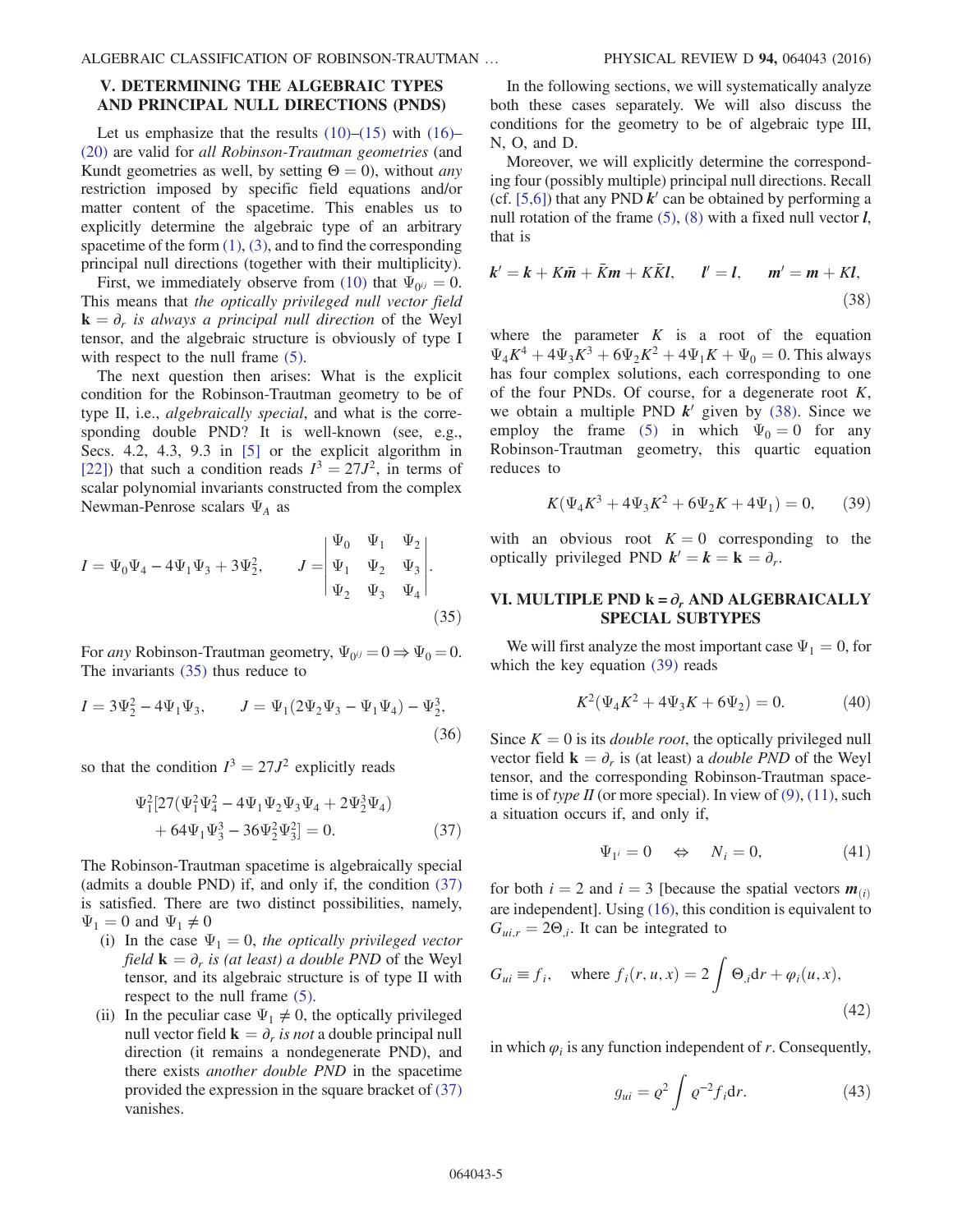## V. DETERMINING THE ALGEBRAIC TYPES AND PRINCIPAL NULL DIRECTIONS (PNDS)

Let us emphasize that the results (10)–(15) with (16)–(20) are valid for *all Robinson-Trautman geometries* (and Kundt geometries as well, by setting $\Theta = 0$), without *any* restriction imposed by specific field equations and/or matter content of the spacetime. This enables us to explicitly determine the algebraic type of an arbitrary spacetime of the form (1), (3), and to find the corresponding principal null directions (together with their multiplicity).

First, we immediately observe from (10) that $\Psi_{0^{ij}} = 0$. This means that *the optically privileged null vector field* $\mathbf{k} = \partial_r$ *is always a principal null direction* of the Weyl tensor, and the algebraic structure is obviously of type I with respect to the null frame (5).

The next question then arises: What is the explicit condition for the Robinson-Trautman geometry to be of type II, i.e., *algebraically special*, and what is the corresponding double PND? It is well-known (see, e.g., Secs. 4.2, 4.3, 9.3 in [5] or the explicit algorithm in [22]) that such a condition reads $I^3 = 27J^2$, in terms of scalar polynomial invariants constructed from the complex Newman-Penrose scalars $\Psi_A$ as

$$I = \Psi_0\Psi_4 - 4\Psi_1\Psi_3 + 3\Psi_2^2, \qquad J = \begin{vmatrix} \Psi_0 & \Psi_1 & \Psi_2 \\ \Psi_1 & \Psi_2 & \Psi_3 \\ \Psi_2 & \Psi_3 & \Psi_4 \end{vmatrix}. \tag{35}$$

For *any* Robinson-Trautman geometry, $\Psi_{0^{ij}} = 0 \Rightarrow \Psi_0 = 0$. The invariants (35) thus reduce to

$$I = 3\Psi_2^2 - 4\Psi_1\Psi_3, \qquad J = \Psi_1(2\Psi_2\Psi_3 - \Psi_1\Psi_4) - \Psi_2^3, \tag{36}$$

so that the condition $I^3 = 27J^2$ explicitly reads

$$\Psi_1^2[27(\Psi_1^2\Psi_4^2 - 4\Psi_1\Psi_2\Psi_3\Psi_4 + 2\Psi_2^3\Psi_4) + 64\Psi_1\Psi_3^3 - 36\Psi_2^2\Psi_3^2] = 0. \tag{37}$$

The Robinson-Trautman spacetime is algebraically special (admits a double PND) if, and only if, the condition (37) is satisfied. There are two distinct possibilities, namely, $\Psi_1 = 0$ and $\Psi_1 \neq 0$

(i) In the case $\Psi_1 = 0$, *the optically privileged vector field* $\mathbf{k} = \partial_r$ *is (at least) a double PND* of the Weyl tensor, and its algebraic structure is of type II with respect to the null frame (5).

(ii) In the peculiar case $\Psi_1 \neq 0$, the optically privileged null vector field $\mathbf{k} = \partial_r$ *is not* a double principal null direction (it remains a nondegenerate PND), and there exists *another double PND* in the spacetime provided the expression in the square bracket of (37) vanishes.

In the following sections, we will systematically analyze both these cases separately. We will also discuss the conditions for the geometry to be of algebraic type III, N, O, and D.

Moreover, we will explicitly determine the corresponding four (possibly multiple) principal null directions. Recall (cf. [5,6]) that any PND $\boldsymbol{k}'$ can be obtained by performing a null rotation of the frame (5), (8) with a fixed null vector $\boldsymbol{l}$, that is

$$\boldsymbol{k}' = \boldsymbol{k} + K\bar{\boldsymbol{m}} + \bar{K}\boldsymbol{m} + K\bar{K}\boldsymbol{l}, \qquad \boldsymbol{l}' = \boldsymbol{l}, \qquad \boldsymbol{m}' = \boldsymbol{m} + K\boldsymbol{l}, \tag{38}$$

where the parameter $K$ is a root of the equation $\Psi_4K^4 + 4\Psi_3K^3 + 6\Psi_2K^2 + 4\Psi_1K + \Psi_0 = 0$. This always has four complex solutions, each corresponding to one of the four PNDs. Of course, for a degenerate root $K$, we obtain a multiple PND $\boldsymbol{k}'$ given by (38). Since we employ the frame (5) in which $\Psi_0 = 0$ for any Robinson-Trautman geometry, this quartic equation reduces to

$$K(\Psi_4K^3 + 4\Psi_3K^2 + 6\Psi_2K + 4\Psi_1) = 0, \tag{39}$$

with an obvious root $K = 0$ corresponding to the optically privileged PND $\boldsymbol{k}' = \boldsymbol{k} = \mathbf{k} = \partial_r$.

## VI. MULTIPLE PND $\mathbf{k} = \partial_r$ AND ALGEBRAICALLY SPECIAL SUBTYPES

We will first analyze the most important case $\Psi_1 = 0$, for which the key equation (39) reads

$$K^2(\Psi_4K^2 + 4\Psi_3K + 6\Psi_2) = 0. \tag{40}$$

Since $K = 0$ is its *double root*, the optically privileged null vector field $\mathbf{k} = \partial_r$ is (at least) a *double PND* of the Weyl tensor, and the corresponding Robinson-Trautman spacetime is of *type II* (or more special). In view of (9), (11), such a situation occurs if, and only if,

$$\Psi_{1^i} = 0 \quad \Leftrightarrow \quad N_i = 0, \tag{41}$$

for both $i = 2$ and $i = 3$ [because the spatial vectors $\boldsymbol{m}_{(i)}$ are independent]. Using (16), this condition is equivalent to $G_{ui,r} = 2\Theta_{,i}$. It can be integrated to

$$G_{ui} \equiv f_i, \quad \text{where } f_i(r,u,x) = 2\int \Theta_{,i}\mathrm{d}r + \varphi_i(u,x), \tag{42}$$

in which $\varphi_i$ is any function independent of $r$. Consequently,

$$g_{ui} = \varrho^2 \int \varrho^{-2} f_i \mathrm{d}r. \tag{43}$$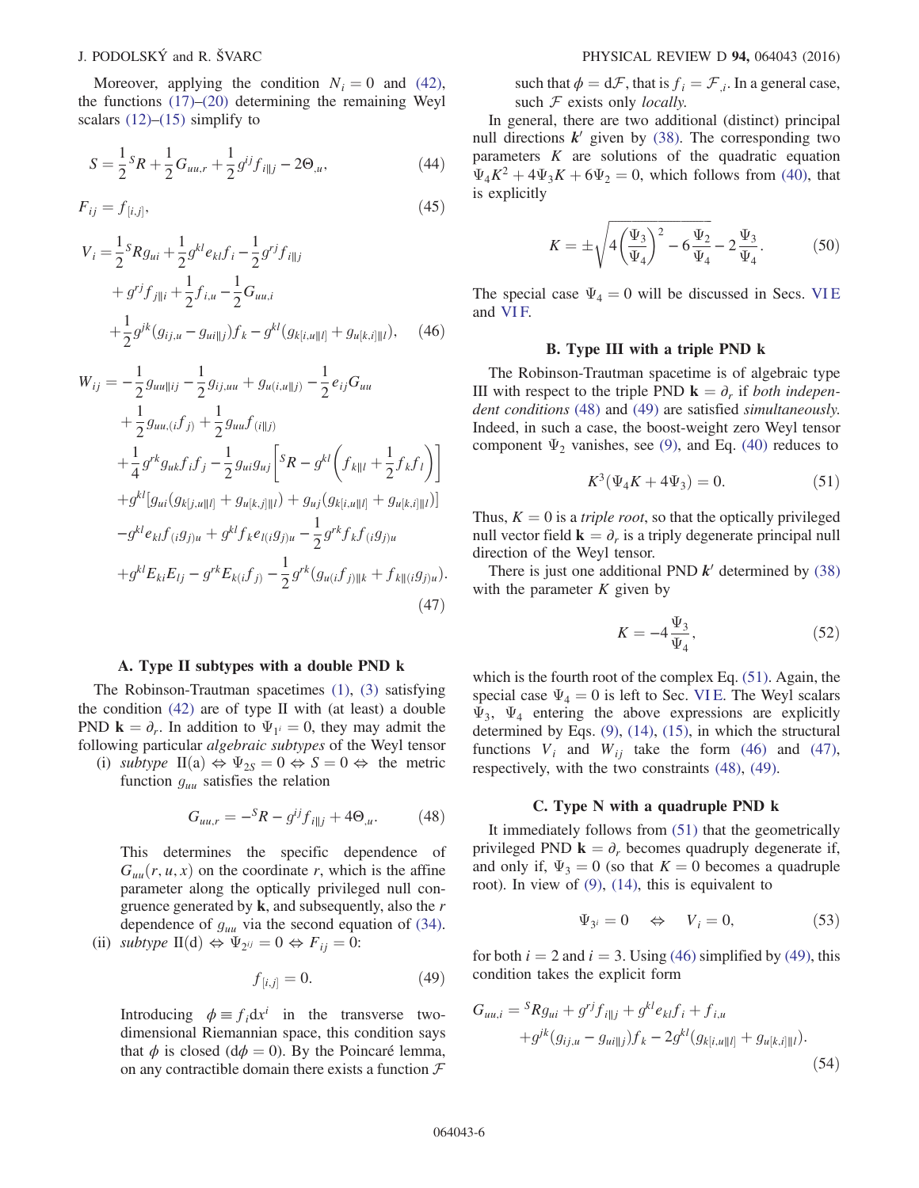Moreover, applying the condition $N_i = 0$ and (42), the functions (17)–(20) determining the remaining Weyl scalars (12)–(15) simplify to

$$S = \frac{1}{2}{}^S R + \frac{1}{2}G_{uu,r} + \frac{1}{2}g^{ij}f_{i||j} - 2\Theta_{,u}, \tag{44}$$

$$F_{ij} = f_{[i,j]}, \tag{45}$$

$$\begin{aligned}
V_i =& \frac{1}{2}{}^S R g_{ui} + \frac{1}{2}g^{kl}e_{kl}f_i - \frac{1}{2}g^{rj}f_{i||j} \\
&+ g^{rj}f_{j||i} + \frac{1}{2}f_{i,u} - \frac{1}{2}G_{uu,i} \\
&+ \frac{1}{2}g^{jk}(g_{ij,u} - g_{ui||j})f_k - g^{kl}(g_{k[i,u||l]} + g_{u[k,i]||l}),
\end{aligned} \tag{46}$$

$$\begin{aligned}
W_{ij} =& -\frac{1}{2}g_{uu||ij} - \frac{1}{2}g_{ij,uu} + g_{u(i,u||j)} - \frac{1}{2}e_{ij}G_{uu} \\
&+ \frac{1}{2}g_{uu,(i}f_{j)} + \frac{1}{2}g_{uu}f_{(i||j)} \\
&+ \frac{1}{4}g^{rk}g_{uk}f_if_j - \frac{1}{2}g_{ui}g_{uj}\left[{}^S R - g^{kl}\left(f_{k||l} + \frac{1}{2}f_kf_l\right)\right] \\
&+ g^{kl}[g_{ui}(g_{k[j,u||l]} + g_{u[k,j]||l}) + g_{uj}(g_{k[i,u||l]} + g_{u[k,i]||l})] \\
&- g^{kl}e_{kl}f_{(i}g_{j)u} + g^{kl}f_ke_{l(i}g_{j)u} - \frac{1}{2}g^{rk}f_kf_{(i}g_{j)u} \\
&+ g^{kl}E_{ki}E_{lj} - g^{rk}E_{k(i}f_{j)} - \frac{1}{2}g^{rk}(g_{u(i}f_{j)||k} + f_{k||(i}g_{j)u}).
\end{aligned} \tag{47}$$

### A. Type II subtypes with a double PND k

The Robinson-Trautman spacetimes (1), (3) satisfying the condition (42) are of type II with (at least) a double PND $\mathbf{k} = \partial_r$. In addition to $\Psi_{1^i} = 0$, they may admit the following particular *algebraic subtypes* of the Weyl tensor

(i) *subtype* II(a) $\Leftrightarrow \Psi_{2S} = 0 \Leftrightarrow S = 0 \Leftrightarrow$ the metric function $g_{uu}$ satisfies the relation

$$G_{uu,r} = -{}^S R - g^{ij}f_{i||j} + 4\Theta_{,u}. \tag{48}$$

This determines the specific dependence of $G_{uu}(r,u,x)$ on the coordinate $r$, which is the affine parameter along the optically privileged null congruence generated by $\mathbf{k}$, and subsequently, also the $r$ dependence of $g_{uu}$ via the second equation of (34).

(ii) *subtype* II(d) $\Leftrightarrow \Psi_{2^{ij}} = 0 \Leftrightarrow F_{ij} = 0$:

$$f_{[i,j]} = 0. \tag{49}$$

Introducing $\phi \equiv f_i \mathrm{d}x^i$ in the transverse two-dimensional Riemannian space, this condition says that $\phi$ is closed ($\mathrm{d}\phi = 0$). By the Poincaré lemma, on any contractible domain there exists a function $\mathcal{F}$ such that $\phi = \mathrm{d}\mathcal{F}$, that is $f_i = \mathcal{F}_{,i}$. In a general case, such $\mathcal{F}$ exists only *locally*.

In general, there are two additional (distinct) principal null directions $\boldsymbol{k}'$ given by (38). The corresponding two parameters $K$ are solutions of the quadratic equation $\Psi_4 K^2 + 4\Psi_3 K + 6\Psi_2 = 0$, which follows from (40), that is explicitly

$$K = \pm\sqrt{4\left(\frac{\Psi_3}{\Psi_4}\right)^2 - 6\frac{\Psi_2}{\Psi_4}} - 2\frac{\Psi_3}{\Psi_4}. \tag{50}$$

The special case $\Psi_4 = 0$ will be discussed in Secs. VI E and VI F.

### B. Type III with a triple PND k

The Robinson-Trautman spacetime is of algebraic type III with respect to the triple PND $\mathbf{k} = \partial_r$ if *both independent conditions* (48) and (49) are satisfied *simultaneously*. Indeed, in such a case, the boost-weight zero Weyl tensor component $\Psi_2$ vanishes, see (9), and Eq. (40) reduces to

$$K^3(\Psi_4 K + 4\Psi_3) = 0. \tag{51}$$

Thus, $K = 0$ is a *triple root*, so that the optically privileged null vector field $\mathbf{k} = \partial_r$ is a triply degenerate principal null direction of the Weyl tensor.

There is just one additional PND $\boldsymbol{k}'$ determined by (38) with the parameter $K$ given by

$$K = -4\frac{\Psi_3}{\Psi_4}, \tag{52}$$

which is the fourth root of the complex Eq. (51). Again, the special case $\Psi_4 = 0$ is left to Sec. VI E. The Weyl scalars $\Psi_3$, $\Psi_4$ entering the above expressions are explicitly determined by Eqs. (9), (14), (15), in which the structural functions $V_i$ and $W_{ij}$ take the form (46) and (47), respectively, with the two constraints (48), (49).

### C. Type N with a quadruple PND k

It immediately follows from (51) that the geometrically privileged PND $\mathbf{k} = \partial_r$ becomes quadruply degenerate if, and only if, $\Psi_3 = 0$ (so that $K = 0$ becomes a quadruple root). In view of (9), (14), this is equivalent to

$$\Psi_{3^i} = 0 \quad \Leftrightarrow \quad V_i = 0, \tag{53}$$

for both $i = 2$ and $i = 3$. Using (46) simplified by (49), this condition takes the explicit form

$$\begin{aligned}
G_{uu,i} =& {}^S R g_{ui} + g^{rj}f_{i||j} + g^{kl}e_{kl}f_i + f_{i,u} \\
&+ g^{jk}(g_{ij,u} - g_{ui||j})f_k - 2g^{kl}(g_{k[i,u||l]} + g_{u[k,i]||l}).
\end{aligned} \tag{54}$$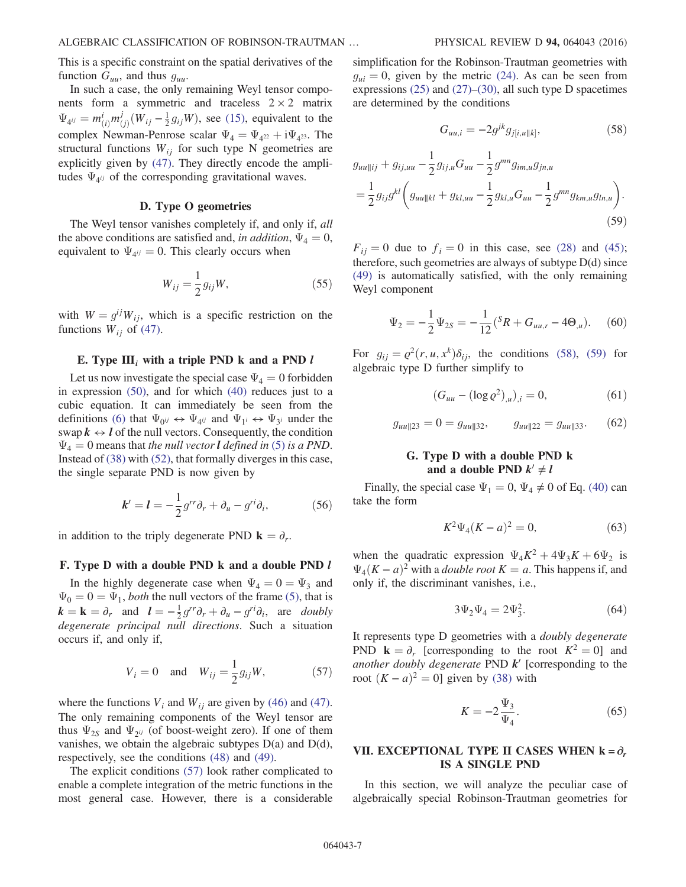This is a specific constraint on the spatial derivatives of the function $G_{uu}$, and thus $g_{uu}$.

In such a case, the only remaining Weyl tensor components form a symmetric and traceless $2\times 2$ matrix $\Psi_{4^{ij}} = m^i_{(i)} m^j_{(j)} (W_{ij} - \frac{1}{2} g_{ij} W)$, see (15), equivalent to the complex Newman-Penrose scalar $\Psi_4 = \Psi_{4^{22}} + \mathrm{i}\Psi_{4^{23}}$. The structural functions $W_{ij}$ for such type N geometries are explicitly given by (47). They directly encode the amplitudes $\Psi_{4^{ij}}$ of the corresponding gravitational waves.

### D. Type O geometries

The Weyl tensor vanishes completely if, and only if, *all* the above conditions are satisfied and, *in addition*, $\Psi_4 = 0$, equivalent to $\Psi_{4^{ij}} = 0$. This clearly occurs when

$$W_{ij} = \frac{1}{2} g_{ij} W, \tag{55}$$

with $W = g^{ij} W_{ij}$, which is a specific restriction on the functions $W_{ij}$ of (47).

### E. Type III$_i$ with a triple PND k and a PND $l$

Let us now investigate the special case $\Psi_4 = 0$ forbidden in expression (50), and for which (40) reduces just to a cubic equation. It can immediately be seen from the definitions (6) that $\Psi_{0^{ij}} \leftrightarrow \Psi_{4^{ij}}$ and $\Psi_{1^i} \leftrightarrow \Psi_{3^i}$ under the swap $\boldsymbol{k} \leftrightarrow \boldsymbol{l}$ of the null vectors. Consequently, the condition $\Psi_4 = 0$ means that *the null vector* $\boldsymbol{l}$ *defined in* (5) *is a PND*. Instead of (38) with (52), that formally diverges in this case, the single separate PND is now given by

$$\boldsymbol{k}' = \boldsymbol{l} = -\frac{1}{2} g^{rr} \partial_r + \partial_u - g^{ri} \partial_i, \tag{56}$$

in addition to the triply degenerate PND $\mathbf{k} = \partial_r$.

### F. Type D with a double PND k and a double PND $l$

In the highly degenerate case when $\Psi_4 = 0 = \Psi_3$ and $\Psi_0 = 0 = \Psi_1$, *both* the null vectors of the frame (5), that is $\boldsymbol{k} = \mathbf{k} = \partial_r$ and $\boldsymbol{l} = -\frac{1}{2} g^{rr}\partial_r + \partial_u - g^{ri}\partial_i$, are *doubly degenerate principal null directions*. Such a situation occurs if, and only if,

$$V_i = 0 \quad \text{and} \quad W_{ij} = \frac{1}{2} g_{ij} W, \tag{57}$$

where the functions $V_i$ and $W_{ij}$ are given by (46) and (47). The only remaining components of the Weyl tensor are thus $\Psi_{2S}$ and $\Psi_{2^{ij}}$ (of boost-weight zero). If one of them vanishes, we obtain the algebraic subtypes D(a) and D(d), respectively, see the conditions (48) and (49).

The explicit conditions (57) look rather complicated to enable a complete integration of the metric functions in the most general case. However, there is a considerable simplification for the Robinson-Trautman geometries with $g_{ui} = 0$, given by the metric (24). As can be seen from expressions (25) and (27)–(30), all such type D spacetimes are determined by the conditions

$$G_{uu,i} = -2 g^{jk} g_{j[i,u||k]}, \tag{58}$$

$$g_{uu||ij} + g_{ij,uu} - \frac{1}{2} g_{ij,u} G_{uu} - \frac{1}{2} g^{mn} g_{im,u} g_{jn,u} = \frac{1}{2} g_{ij} g^{kl} \left( g_{uu||kl} + g_{kl,uu} - \frac{1}{2} g_{kl,u} G_{uu} - \frac{1}{2} g^{mn} g_{km,u} g_{ln,u} \right). \tag{59}$$

$F_{ij} = 0$ due to $f_i = 0$ in this case, see (28) and (45); therefore, such geometries are always of subtype D(d) since (49) is automatically satisfied, with the only remaining Weyl component

$$\Psi_2 = -\frac{1}{2} \Psi_{2S} = -\frac{1}{12} ({}^S R + G_{uu,r} - 4\Theta_{,u}). \tag{60}$$

For $g_{ij} = \varrho^2(r, u, x^k)\delta_{ij}$, the conditions (58), (59) for algebraic type D further simplify to

$$(G_{uu} - (\log \varrho^2)_{,u})_{,i} = 0, \tag{61}$$

$$g_{uu||23} = 0 = g_{uu||32}, \qquad g_{uu||22} = g_{uu||33}. \tag{62}$$

### G. Type D with a double PND k and a double PND $\boldsymbol{k}' \neq \boldsymbol{l}$

Finally, the special case $\Psi_1 = 0$, $\Psi_4 \neq 0$ of Eq. (40) can take the form

$$K^2 \Psi_4 (K - a)^2 = 0, \tag{63}$$

when the quadratic expression $\Psi_4 K^2 + 4\Psi_3 K + 6\Psi_2$ is $\Psi_4 (K - a)^2$ with a *double root* $K = a$. This happens if, and only if, the discriminant vanishes, i.e.,

$$3\Psi_2 \Psi_4 = 2\Psi_3^2. \tag{64}$$

It represents type D geometries with a *doubly degenerate* PND $\mathbf{k} = \partial_r$ [corresponding to the root $K^2 = 0$] and *another doubly degenerate* PND $\boldsymbol{k}'$ [corresponding to the root $(K - a)^2 = 0$] given by (38) with

$$K = -2\frac{\Psi_3}{\Psi_4}. \tag{65}$$

## VII. EXCEPTIONAL TYPE II CASES WHEN $\mathbf{k} = \partial_r$ IS A SINGLE PND

In this section, we will analyze the peculiar case of algebraically special Robinson-Trautman geometries for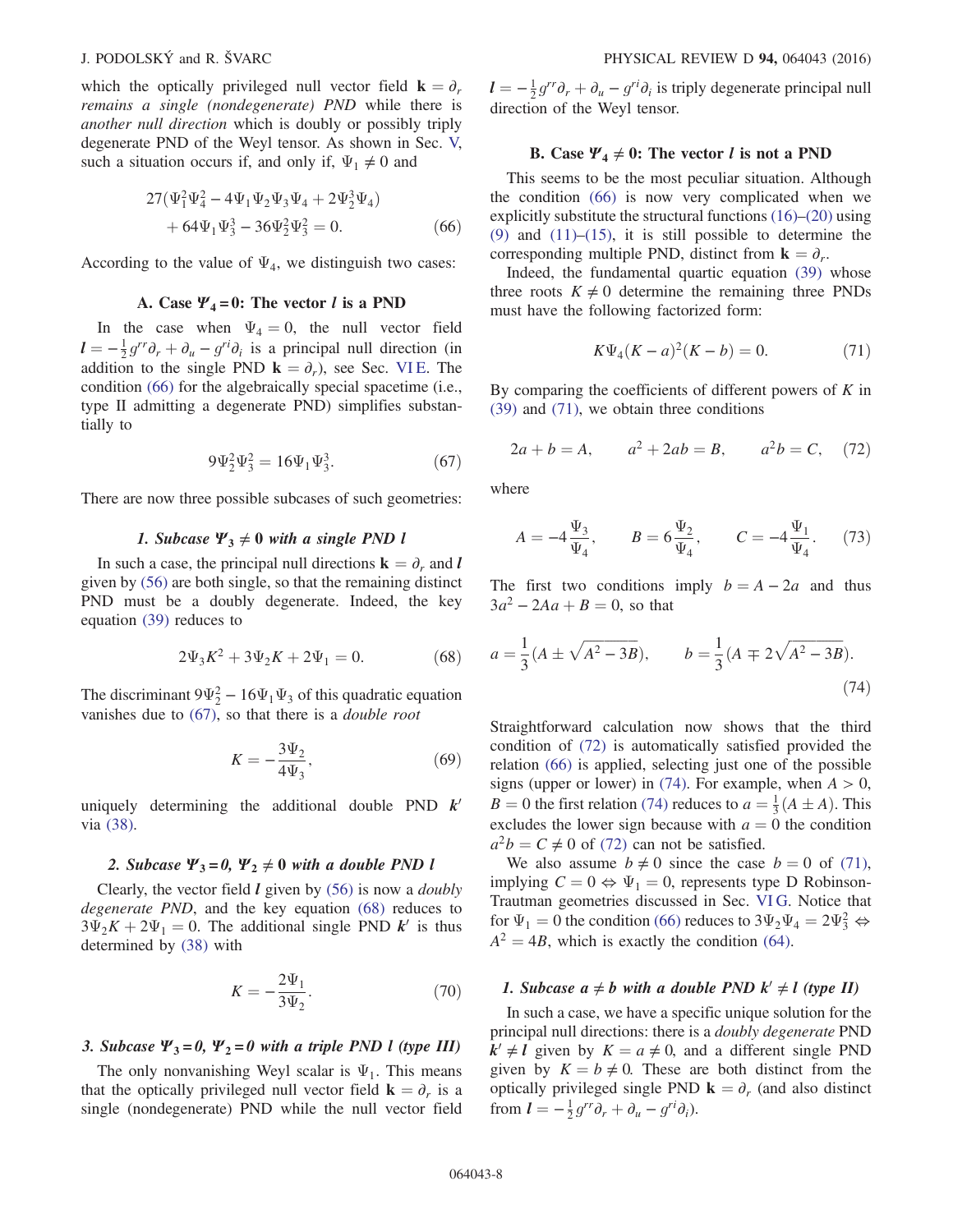which the optically privileged null vector field $\mathbf{k} = \partial_r$ *remains a single (nondegenerate) PND* while there is *another null direction* which is doubly or possibly triply degenerate PND of the Weyl tensor. As shown in Sec. V, such a situation occurs if, and only if, $\Psi_1 \neq 0$ and

$$27(\Psi_1^2\Psi_4^2 - 4\Psi_1\Psi_2\Psi_3\Psi_4 + 2\Psi_2^3\Psi_4) + 64\Psi_1\Psi_3^3 - 36\Psi_2^2\Psi_3^2 = 0. \qquad (66)$$

According to the value of $\Psi_4$, we distinguish two cases:

### A. Case $\Psi_4 = 0$: The vector $\boldsymbol{l}$ is a PND

In the case when $\Psi_4 = 0$, the null vector field $\boldsymbol{l} = -\frac{1}{2}g^{rr}\partial_r + \partial_u - g^{ri}\partial_i$ is a principal null direction (in addition to the single PND $\mathbf{k} = \partial_r$), see Sec. VI E. The condition (66) for the algebraically special spacetime (i.e., type II admitting a degenerate PND) simplifies substantially to

$$9\Psi_2^2\Psi_3^2 = 16\Psi_1\Psi_3^3. \qquad (67)$$

There are now three possible subcases of such geometries:

#### 1. Subcase $\Psi_3 \neq 0$ with a single PND $\boldsymbol{l}$

In such a case, the principal null directions $\mathbf{k} = \partial_r$ and $\boldsymbol{l}$ given by (56) are both single, so that the remaining distinct PND must be a doubly degenerate. Indeed, the key equation (39) reduces to

$$2\Psi_3 K^2 + 3\Psi_2 K + 2\Psi_1 = 0. \qquad (68)$$

The discriminant $9\Psi_2^2 - 16\Psi_1\Psi_3$ of this quadratic equation vanishes due to (67), so that there is a *double root*

$$K = -\frac{3\Psi_2}{4\Psi_3}, \qquad (69)$$

uniquely determining the additional double PND $\boldsymbol{k}'$ via (38).

#### 2. Subcase $\Psi_3 = 0$, $\Psi_2 \neq 0$ with a double PND $\boldsymbol{l}$

Clearly, the vector field $\boldsymbol{l}$ given by (56) is now a *doubly degenerate PND*, and the key equation (68) reduces to $3\Psi_2 K + 2\Psi_1 = 0$. The additional single PND $\boldsymbol{k}'$ is thus determined by (38) with

$$K = -\frac{2\Psi_1}{3\Psi_2}. \qquad (70)$$

#### 3. Subcase $\Psi_3 = 0$, $\Psi_2 = 0$ with a triple PND $\boldsymbol{l}$ (type III)

The only nonvanishing Weyl scalar is $\Psi_1$. This means that the optically privileged null vector field $\mathbf{k} = \partial_r$ is a single (nondegenerate) PND while the null vector field $\boldsymbol{l} = -\frac{1}{2}g^{rr}\partial_r + \partial_u - g^{ri}\partial_i$ is triply degenerate principal null direction of the Weyl tensor.

### B. Case $\Psi_4 \neq 0$: The vector $\boldsymbol{l}$ is not a PND

This seems to be the most peculiar situation. Although the condition (66) is now very complicated when we explicitly substitute the structural functions (16)–(20) using (9) and (11)–(15), it is still possible to determine the corresponding multiple PND, distinct from $\mathbf{k} = \partial_r$.

Indeed, the fundamental quartic equation (39) whose three roots $K \neq 0$ determine the remaining three PNDs must have the following factorized form:

$$K\Psi_4(K-a)^2(K-b) = 0. \qquad (71)$$

By comparing the coefficients of different powers of $K$ in (39) and (71), we obtain three conditions

$$2a + b = A, \qquad a^2 + 2ab = B, \qquad a^2 b = C, \qquad (72)$$

where

$$A = -4\frac{\Psi_3}{\Psi_4}, \qquad B = 6\frac{\Psi_2}{\Psi_4}, \qquad C = -4\frac{\Psi_1}{\Psi_4}. \qquad (73)$$

The first two conditions imply $b = A - 2a$ and thus $3a^2 - 2Aa + B = 0$, so that

$$a = \frac{1}{3}(A \pm \sqrt{A^2 - 3B}), \qquad b = \frac{1}{3}(A \mp 2\sqrt{A^2 - 3B}). \qquad (74)$$

Straightforward calculation now shows that the third condition of (72) is automatically satisfied provided the relation (66) is applied, selecting just one of the possible signs (upper or lower) in (74). For example, when $A > 0$, $B = 0$ the first relation (74) reduces to $a = \frac{1}{3}(A \pm A)$. This excludes the lower sign because with $a = 0$ the condition $a^2 b = C \neq 0$ of (72) can not be satisfied.

We also assume $b \neq 0$ since the case $b = 0$ of (71), implying $C = 0 \Leftrightarrow \Psi_1 = 0$, represents type D Robinson-Trautman geometries discussed in Sec. VI G. Notice that for $\Psi_1 = 0$ the condition (66) reduces to $3\Psi_2\Psi_4 = 2\Psi_3^2 \Leftrightarrow A^2 = 4B$, which is exactly the condition (64).

#### 1. Subcase $a \neq b$ with a double PND $\boldsymbol{k}' \neq \boldsymbol{l}$ (type II)

In such a case, we have a specific unique solution for the principal null directions: there is a *doubly degenerate* PND $\boldsymbol{k}' \neq \boldsymbol{l}$ given by $K = a \neq 0$, and a different single PND given by $K = b \neq 0$. These are both distinct from the optically privileged single PND $\mathbf{k} = \partial_r$ (and also distinct from $\boldsymbol{l} = -\frac{1}{2}g^{rr}\partial_r + \partial_u - g^{ri}\partial_i$).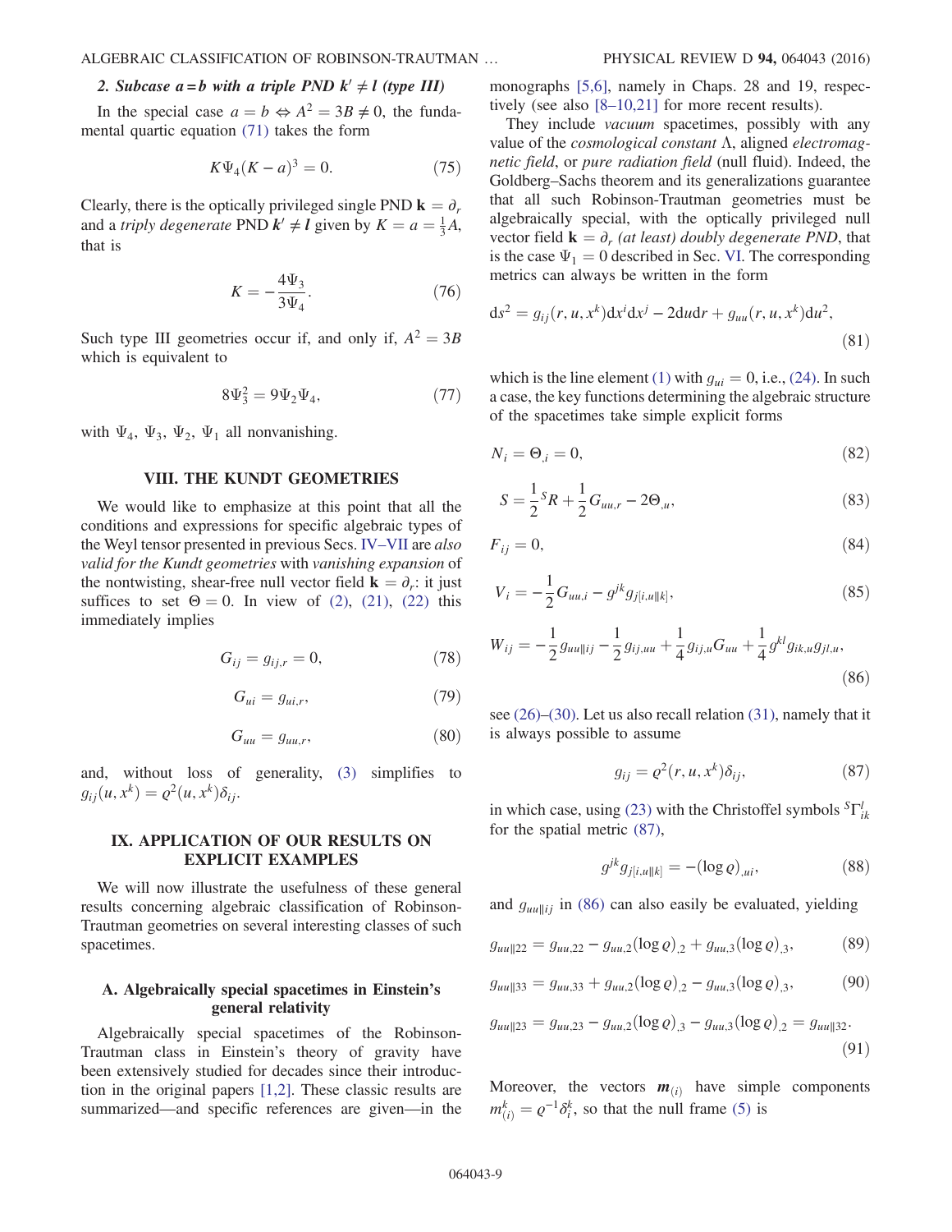### 2. Subcase $a = b$ with a triple PND $\mathbf{k}' \neq \boldsymbol{l}$ (type III)

In the special case $a = b \Leftrightarrow A^2 = 3B \neq 0$, the fundamental quartic equation (71) takes the form

$$K\Psi_4(K - a)^3 = 0. \tag{75}$$

Clearly, there is the optically privileged single PND $\mathbf{k} = \partial_r$ and a *triply degenerate* PND $\boldsymbol{k}' \neq \boldsymbol{l}$ given by $K = a = \frac{1}{3}A$, that is

$$K = -\frac{4\Psi_3}{3\Psi_4}. \tag{76}$$

Such type III geometries occur if, and only if, $A^2 = 3B$ which is equivalent to

$$8\Psi_3^2 = 9\Psi_2\Psi_4, \tag{77}$$

with $\Psi_4$, $\Psi_3$, $\Psi_2$, $\Psi_1$ all nonvanishing.

## VIII. THE KUNDT GEOMETRIES

We would like to emphasize at this point that all the conditions and expressions for specific algebraic types of the Weyl tensor presented in previous Secs. IV–VII are *also valid for the Kundt geometries* with *vanishing expansion* of the nontwisting, shear-free null vector field $\mathbf{k} = \partial_r$: it just suffices to set $\Theta = 0$. In view of (2), (21), (22) this immediately implies

$$G_{ij} = g_{ij,r} = 0, \tag{78}$$

$$G_{ui} = g_{ui,r}, \tag{79}$$

$$G_{uu} = g_{uu,r}, \tag{80}$$

and, without loss of generality, (3) simplifies to $g_{ij}(u, x^k) = \varrho^2(u, x^k)\delta_{ij}$.

## IX. APPLICATION OF OUR RESULTS ON EXPLICIT EXAMPLES

We will now illustrate the usefulness of these general results concerning algebraic classification of Robinson-Trautman geometries on several interesting classes of such spacetimes.

### A. Algebraically special spacetimes in Einstein's general relativity

Algebraically special spacetimes of the Robinson-Trautman class in Einstein's theory of gravity have been extensively studied for decades since their introduction in the original papers [1,2]. These classic results are summarized—and specific references are given—in the monographs [5,6], namely in Chaps. 28 and 19, respectively (see also [8–10,21] for more recent results).

They include *vacuum* spacetimes, possibly with any value of the *cosmological constant* $\Lambda$, aligned *electromagnetic field*, or *pure radiation field* (null fluid). Indeed, the Goldberg–Sachs theorem and its generalizations guarantee that all such Robinson-Trautman geometries must be algebraically special, with the optically privileged null vector field $\mathbf{k} = \partial_r$ *(at least) doubly degenerate PND*, that is the case $\Psi_1 = 0$ described in Sec. VI. The corresponding metrics can always be written in the form

$$\mathrm{d}s^2 = g_{ij}(r, u, x^k)\mathrm{d}x^i\mathrm{d}x^j - 2\mathrm{d}u\mathrm{d}r + g_{uu}(r, u, x^k)\mathrm{d}u^2, \tag{81}$$

which is the line element (1) with $g_{ui} = 0$, i.e., (24). In such a case, the key functions determining the algebraic structure of the spacetimes take simple explicit forms

$$N_i = \Theta_{,i} = 0, \tag{82}$$

$$S = \frac{1}{2}{}^S\!R + \frac{1}{2}G_{uu,r} - 2\Theta_{,u}, \tag{83}$$

$$F_{ij} = 0, \tag{84}$$

$$V_i = -\frac{1}{2}G_{uu,i} - g^{jk}g_{j[i,u\|k]}, \tag{85}$$

$$W_{ij} = -\frac{1}{2}g_{uu\|ij} - \frac{1}{2}g_{ij,uu} + \frac{1}{4}g_{ij,u}G_{uu} + \frac{1}{4}g^{kl}g_{ik,u}g_{jl,u}, \tag{86}$$

see (26)–(30). Let us also recall relation (31), namely that it is always possible to assume

$$g_{ij} = \varrho^2(r, u, x^k)\delta_{ij}, \tag{87}$$

in which case, using (23) with the Christoffel symbols ${}^S\Gamma^l_{ik}$ for the spatial metric (87),

$$g^{jk}g_{j[i,u\|k]} = -(\log\varrho)_{,ui}, \tag{88}$$

and $g_{uu\|ij}$ in (86) can also easily be evaluated, yielding

$$g_{uu\|22} = g_{uu,22} - g_{uu,2}(\log\varrho)_{,2} + g_{uu,3}(\log\varrho)_{,3}, \tag{89}$$

$$g_{uu\|33} = g_{uu,33} + g_{uu,2}(\log\varrho)_{,2} - g_{uu,3}(\log\varrho)_{,3}, \tag{90}$$

$$g_{uu\|23} = g_{uu,23} - g_{uu,2}(\log\varrho)_{,3} - g_{uu,3}(\log\varrho)_{,2} = g_{uu\|32}. \tag{91}$$

Moreover, the vectors $\boldsymbol{m}_{(i)}$ have simple components $m^k_{(i)} = \varrho^{-1}\delta^k_i$, so that the null frame (5) is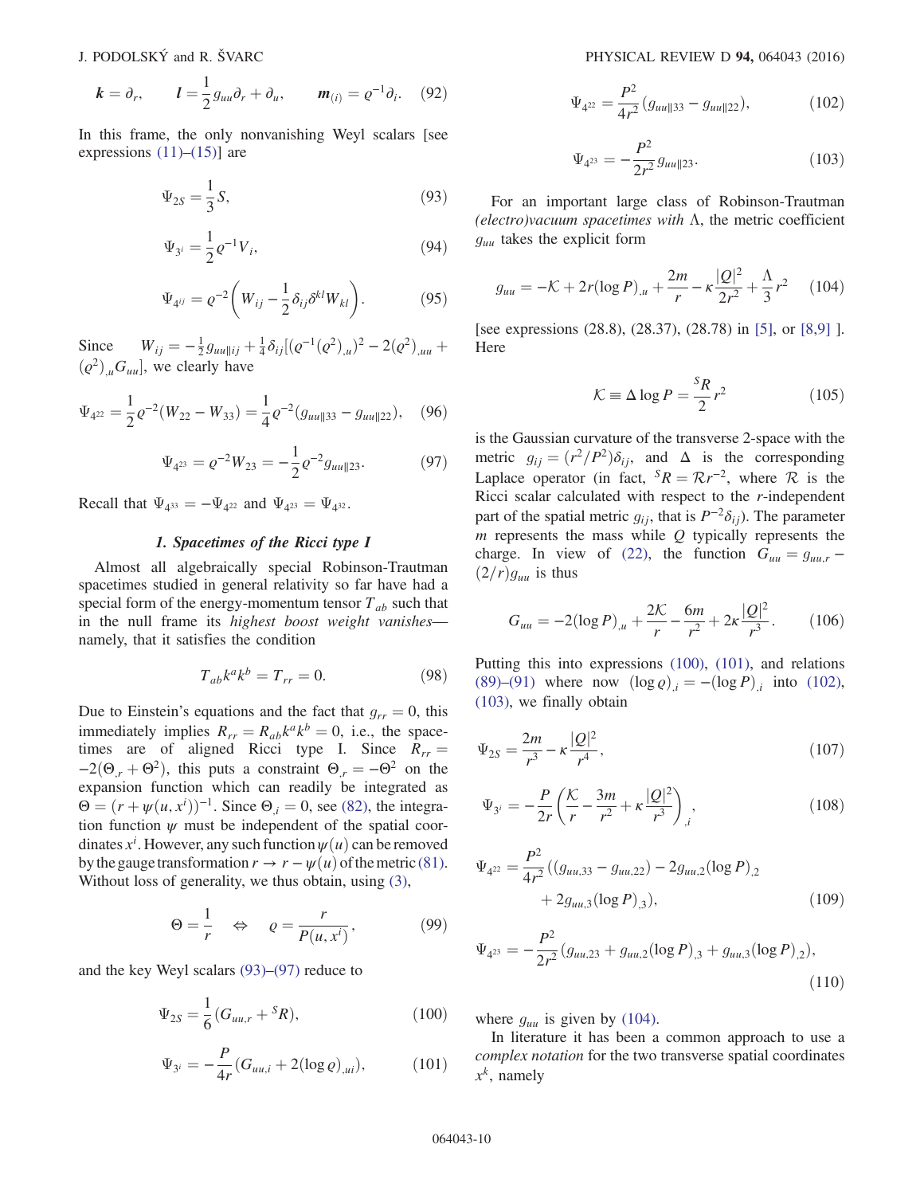$$\boldsymbol{k} = \partial_r, \qquad \boldsymbol{l} = \frac{1}{2} g_{uu}\partial_r + \partial_u, \qquad \boldsymbol{m}_{(i)} = \varrho^{-1}\partial_i. \quad (92)$$

In this frame, the only nonvanishing Weyl scalars [see expressions (11)–(15)] are

$$\Psi_{2S} = \frac{1}{3} S, \quad (93)$$

$$\Psi_{3^i} = \frac{1}{2}\varrho^{-1} V_i, \quad (94)$$

$$\Psi_{4^{ij}} = \varrho^{-2}\left(W_{ij} - \frac{1}{2}\delta_{ij}\delta^{kl}W_{kl}\right). \quad (95)$$

Since $W_{ij} = -\frac{1}{2} g_{uu||ij} + \frac{1}{4}\delta_{ij}[(\varrho^{-1}(\varrho^2)_{,u})^2 - 2(\varrho^2)_{,uu} + (\varrho^2)_{,u} G_{uu}]$, we clearly have

$$\Psi_{4^{22}} = \frac{1}{2}\varrho^{-2}(W_{22} - W_{33}) = \frac{1}{4}\varrho^{-2}(g_{uu||33} - g_{uu||22}), \quad (96)$$

$$\Psi_{4^{23}} = \varrho^{-2} W_{23} = -\frac{1}{2}\varrho^{-2} g_{uu||23}. \quad (97)$$

Recall that $\Psi_{4^{33}} = -\Psi_{4^{22}}$ and $\Psi_{4^{23}} = \Psi_{4^{32}}$.

### 1. Spacetimes of the Ricci type I

Almost all algebraically special Robinson-Trautman spacetimes studied in general relativity so far have had a special form of the energy-momentum tensor $T_{ab}$ such that in the null frame its *highest boost weight vanishes*—namely, that it satisfies the condition

$$T_{ab}k^a k^b = T_{rr} = 0. \quad (98)$$

Due to Einstein's equations and the fact that $g_{rr} = 0$, this immediately implies $R_{rr} = R_{ab}k^a k^b = 0$, i.e., the spacetimes are of aligned Ricci type I. Since $R_{rr} = -2(\Theta_{,r} + \Theta^2)$, this puts a constraint $\Theta_{,r} = -\Theta^2$ on the expansion function which can readily be integrated as $\Theta = (r + \psi(u, x^i))^{-1}$. Since $\Theta_{,i} = 0$, see (82), the integration function $\psi$ must be independent of the spatial coordinates $x^i$. However, any such function $\psi(u)$ can be removed by the gauge transformation $r \to r - \psi(u)$ of the metric (81). Without loss of generality, we thus obtain, using (3),

$$\Theta = \frac{1}{r} \quad \Leftrightarrow \quad \varrho = \frac{r}{P(u, x^i)}, \quad (99)$$

and the key Weyl scalars (93)–(97) reduce to

$$\Psi_{2S} = \frac{1}{6}(G_{uu,r} + {}^S R), \quad (100)$$

$$\Psi_{3^i} = -\frac{P}{4r}(G_{uu,i} + 2(\log\varrho)_{,ui}), \quad (101)$$

$$\Psi_{4^{22}} = \frac{P^2}{4r^2}(g_{uu||33} - g_{uu||22}), \quad (102)$$

$$\Psi_{4^{23}} = -\frac{P^2}{2r^2} g_{uu||23}. \quad (103)$$

For an important large class of Robinson-Trautman *(electro)vacuum spacetimes with* $\Lambda$, the metric coefficient $g_{uu}$ takes the explicit form

$$g_{uu} = -\mathcal{K} + 2r(\log P)_{,u} + \frac{2m}{r} - \kappa\frac{|Q|^2}{2r^2} + \frac{\Lambda}{3}r^2 \quad (104)$$

[see expressions (28.8), (28.37), (28.78) in [5], or [8,9] ]. Here

$$\mathcal{K} \equiv \Delta \log P = \frac{{}^S R}{2} r^2 \quad (105)$$

is the Gaussian curvature of the transverse 2-space with the metric $g_{ij} = (r^2/P^2)\delta_{ij}$, and $\Delta$ is the corresponding Laplace operator (in fact, ${}^S R = \mathcal{R} r^{-2}$, where $\mathcal{R}$ is the Ricci scalar calculated with respect to the $r$-independent part of the spatial metric $g_{ij}$, that is $P^{-2}\delta_{ij}$). The parameter $m$ represents the mass while $Q$ typically represents the charge. In view of (22), the function $G_{uu} = g_{uu,r} - (2/r)g_{uu}$ is thus

$$G_{uu} = -2(\log P)_{,u} + \frac{2\mathcal{K}}{r} - \frac{6m}{r^2} + 2\kappa\frac{|Q|^2}{r^3}. \quad (106)$$

Putting this into expressions (100), (101), and relations (89)–(91) where now $(\log\varrho)_{,i} = -(\log P)_{,i}$ into (102), (103), we finally obtain

$$\Psi_{2S} = \frac{2m}{r^3} - \kappa\frac{|Q|^2}{r^4}, \quad (107)$$

$$\Psi_{3^i} = -\frac{P}{2r}\left(\frac{\mathcal{K}}{r} - \frac{3m}{r^2} + \kappa\frac{|Q|^2}{r^3}\right)_{,i}, \quad (108)$$

$$\Psi_{4^{22}} = \frac{P^2}{4r^2}\big((g_{uu,33} - g_{uu,22}) - 2g_{uu,2}(\log P)_{,2} + 2g_{uu,3}(\log P)_{,3}\big), \quad (109)$$

$$\Psi_{4^{23}} = -\frac{P^2}{2r^2}(g_{uu,23} + g_{uu,2}(\log P)_{,3} + g_{uu,3}(\log P)_{,2}), \quad (110)$$

where $g_{uu}$ is given by (104).

In literature it has been a common approach to use a *complex notation* for the two transverse spatial coordinates $x^k$, namely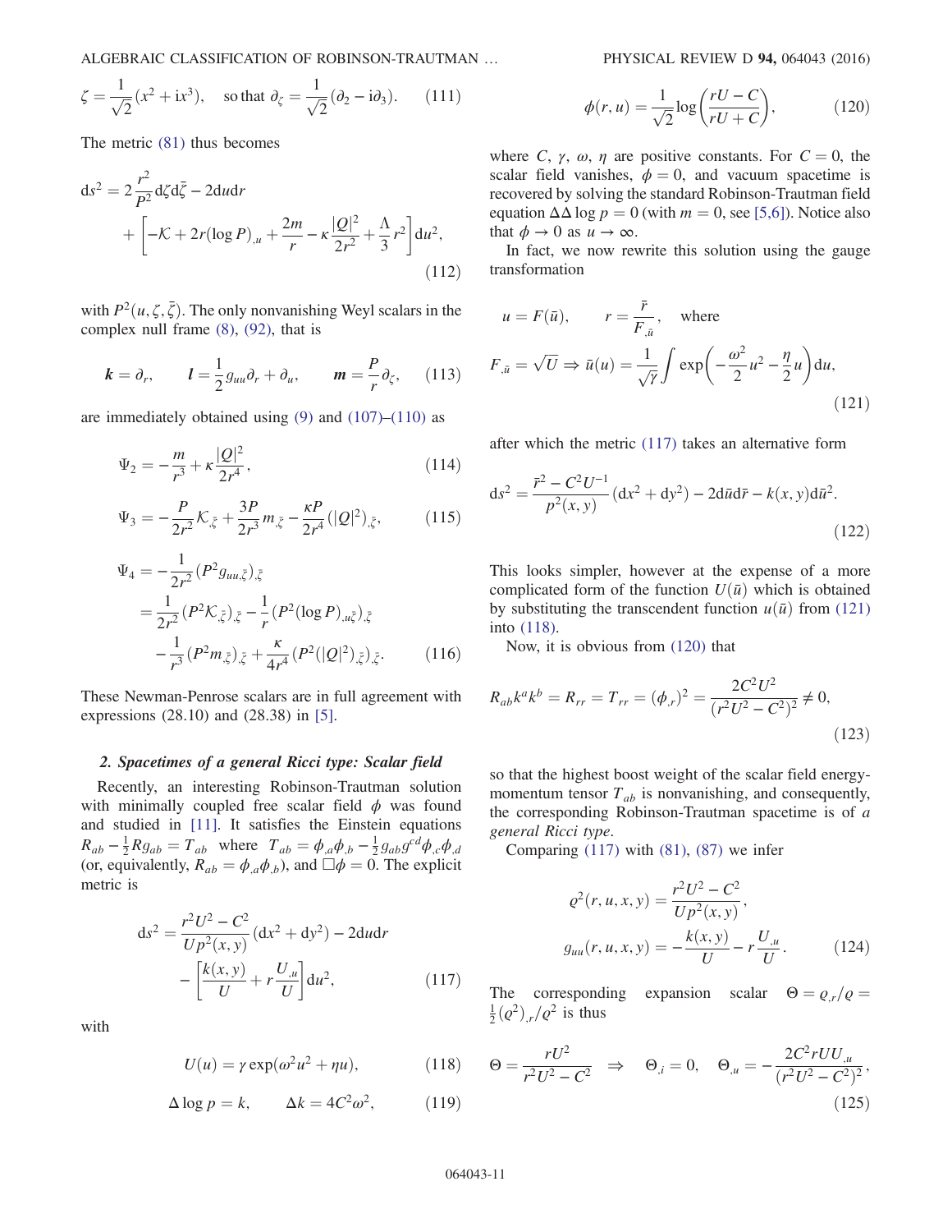$$\zeta = \frac{1}{\sqrt{2}}(x^2 + \mathrm{i}x^3), \quad \text{so that } \partial_\zeta = \frac{1}{\sqrt{2}}(\partial_2 - \mathrm{i}\partial_3). \tag{111}$$

The metric (81) thus becomes

$$\mathrm{d}s^2 = 2\frac{r^2}{P^2}\mathrm{d}\zeta \mathrm{d}\bar{\zeta} - 2\mathrm{d}u\mathrm{d}r + \left[-\mathcal{K} + 2r(\log P)_{,u} + \frac{2m}{r} - \kappa\frac{|Q|^2}{2r^2} + \frac{\Lambda}{3}r^2\right]\mathrm{d}u^2, \tag{112}$$

with $P^2(u, \zeta, \bar{\zeta})$. The only nonvanishing Weyl scalars in the complex null frame (8), (92), that is

$$\boldsymbol{k} = \partial_r, \qquad \boldsymbol{l} = \frac{1}{2}g_{uu}\partial_r + \partial_u, \qquad \boldsymbol{m} = \frac{P}{r}\partial_\zeta, \tag{113}$$

are immediately obtained using (9) and (107)–(110) as

$$\Psi_2 = -\frac{m}{r^3} + \kappa\frac{|Q|^2}{2r^4}, \tag{114}$$

$$\Psi_3 = -\frac{P}{2r^2}\mathcal{K}_{,\bar{\zeta}} + \frac{3P}{2r^3}m_{,\bar{\zeta}} - \frac{\kappa P}{2r^4}(|Q|^2)_{,\bar{\zeta}}, \tag{115}$$

$$\begin{aligned}\Psi_4 &= -\frac{1}{2r^2}(P^2 g_{uu,\bar{\zeta}})_{,\bar{\zeta}} \\ &= \frac{1}{2r^2}(P^2\mathcal{K}_{,\bar{\zeta}})_{,\bar{\zeta}} - \frac{1}{r}(P^2(\log P)_{,u\bar{\zeta}})_{,\bar{\zeta}} \\ &\quad - \frac{1}{r^3}(P^2 m_{,\bar{\zeta}})_{,\bar{\zeta}} + \frac{\kappa}{4r^4}(P^2(|Q|^2)_{,\bar{\zeta}})_{,\bar{\zeta}}.\end{aligned} \tag{116}$$

These Newman-Penrose scalars are in full agreement with expressions (28.10) and (28.38) in [5].

### 2. Spacetimes of a general Ricci type: Scalar field

Recently, an interesting Robinson-Trautman solution with minimally coupled free scalar field $\phi$ was found and studied in [11]. It satisfies the Einstein equations $R_{ab} - \frac{1}{2}Rg_{ab} = T_{ab}$ where $T_{ab} = \phi_{,a}\phi_{,b} - \frac{1}{2}g_{ab}g^{cd}\phi_{,c}\phi_{,d}$ (or, equivalently, $R_{ab} = \phi_{,a}\phi_{,b}$), and $\Box\phi = 0$. The explicit metric is

$$\mathrm{d}s^2 = \frac{r^2U^2 - C^2}{Up^2(x,y)}(\mathrm{d}x^2 + \mathrm{d}y^2) - 2\mathrm{d}u\mathrm{d}r - \left[\frac{k(x,y)}{U} + r\frac{U_{,u}}{U}\right]\mathrm{d}u^2, \tag{117}$$

with

$$U(u) = \gamma\exp(\omega^2u^2 + \eta u), \tag{118}$$

$$\Delta\log p = k, \qquad \Delta k = 4C^2\omega^2, \tag{119}$$

$$\phi(r,u) = \frac{1}{\sqrt{2}}\log\left(\frac{rU - C}{rU + C}\right), \tag{120}$$

where $C$, $\gamma$, $\omega$, $\eta$ are positive constants. For $C = 0$, the scalar field vanishes, $\phi = 0$, and vacuum spacetime is recovered by solving the standard Robinson-Trautman field equation $\Delta\Delta\log p = 0$ (with $m = 0$, see [5,6]). Notice also that $\phi \to 0$ as $u \to \infty$.

In fact, we now rewrite this solution using the gauge transformation

$$u = F(\bar{u}), \qquad r = \frac{\bar{r}}{F_{,\bar{u}}}, \quad \text{where}$$
$$F_{,\bar{u}} = \sqrt{U} \Rightarrow \bar{u}(u) = \frac{1}{\sqrt{\gamma}}\int\exp\left(-\frac{\omega^2}{2}u^2 - \frac{\eta}{2}u\right)\mathrm{d}u, \tag{121}$$

after which the metric (117) takes an alternative form

$$\mathrm{d}s^2 = \frac{\bar{r}^2 - C^2U^{-1}}{p^2(x,y)}(\mathrm{d}x^2 + \mathrm{d}y^2) - 2\mathrm{d}\bar{u}\mathrm{d}\bar{r} - k(x,y)\mathrm{d}\bar{u}^2. \tag{122}$$

This looks simpler, however at the expense of a more complicated form of the function $U(\bar{u})$ which is obtained by substituting the transcendent function $u(\bar{u})$ from (121) into (118).

Now, it is obvious from (120) that

$$R_{ab}k^ak^b = R_{rr} = T_{rr} = (\phi_{,r})^2 = \frac{2C^2U^2}{(r^2U^2 - C^2)^2} \neq 0, \tag{123}$$

so that the highest boost weight of the scalar field energy-momentum tensor $T_{ab}$ is nonvanishing, and consequently, the corresponding Robinson-Trautman spacetime is of *a general Ricci type*.

Comparing (117) with (81), (87) we infer

$$\begin{aligned}\varrho^2(r,u,x,y) &= \frac{r^2U^2 - C^2}{Up^2(x,y)}, \\ g_{uu}(r,u,x,y) &= -\frac{k(x,y)}{U} - r\frac{U_{,u}}{U}.\end{aligned} \tag{124}$$

The corresponding expansion scalar $\Theta = \varrho_{,r}/\varrho = \frac{1}{2}(\varrho^2)_{,r}/\varrho^2$ is thus

$$\Theta = \frac{rU^2}{r^2U^2 - C^2} \quad \Rightarrow \quad \Theta_{,i} = 0, \quad \Theta_{,u} = -\frac{2C^2rUU_{,u}}{(r^2U^2 - C^2)^2}, \tag{125}$$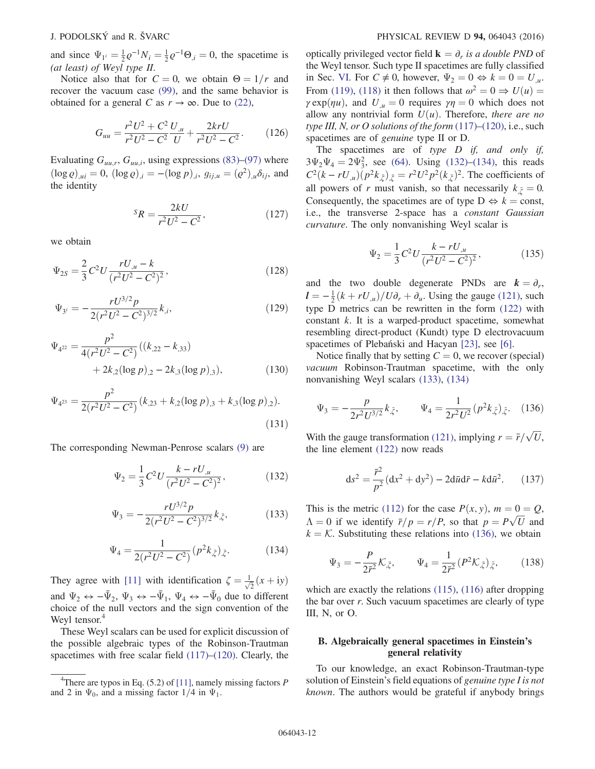and since $\Psi_{1^i} = \frac{1}{2}\varrho^{-1}N_i = \frac{1}{2}\varrho^{-1}\Theta_{,i} = 0$, the spacetime is *(at least) of Weyl type II*.

Notice also that for $C = 0$, we obtain $\Theta = 1/r$ and recover the vacuum case (99), and the same behavior is obtained for a general $C$ as $r \to \infty$. Due to (22),

$$G_{uu} = \frac{r^2U^2 + C^2}{r^2U^2 - C^2}\frac{U_{,u}}{U} + \frac{2krU}{r^2U^2 - C^2}. \tag{126}$$

Evaluating $G_{uu,r}$, $G_{uu,i}$, using expressions (83)–(97) where $(\log\varrho)_{,ui} = 0$, $(\log\varrho)_{,i} = -(\log p)_{,i}$, $g_{ij,u} = (\varrho^2)_{,u}\delta_{ij}$, and the identity

$${}^S R = \frac{2kU}{r^2U^2 - C^2}, \tag{127}$$

we obtain

$$\Psi_{2S} = \frac{2}{3}C^2U\frac{rU_{,u} - k}{(r^2U^2 - C^2)^2}, \tag{128}$$

$$\Psi_{3^i} = -\frac{rU^{3/2}p}{2(r^2U^2 - C^2)^{3/2}}k_{,i}, \tag{129}$$

$$\Psi_{4^{22}} = \frac{p^2}{4(r^2U^2 - C^2)}((k_{,22} - k_{,33}) + 2k_{,2}(\log p)_{,2} - 2k_{,3}(\log p)_{,3}), \tag{130}$$

$$\Psi_{4^{23}} = \frac{p^2}{2(r^2U^2 - C^2)}(k_{,23} + k_{,2}(\log p)_{,3} + k_{,3}(\log p)_{,2}). \tag{131}$$

The corresponding Newman-Penrose scalars (9) are

$$\Psi_2 = \frac{1}{3}C^2U\frac{k - rU_{,u}}{(r^2U^2 - C^2)^2}, \tag{132}$$

$$\Psi_3 = -\frac{rU^{3/2}p}{2(r^2U^2 - C^2)^{3/2}}k_{,\bar\zeta}, \tag{133}$$

$$\Psi_4 = \frac{1}{2(r^2U^2 - C^2)}(p^2k_{,\bar\zeta})_{,\bar\zeta}. \tag{134}$$

They agree with [11] with identification $\zeta = \frac{1}{\sqrt{2}}(x + \mathrm{i}y)$ and $\Psi_2 \leftrightarrow -\bar\Psi_2$, $\Psi_3 \leftrightarrow -\bar\Psi_1$, $\Psi_4 \leftrightarrow -\bar\Psi_0$ due to different choice of the null vectors and the sign convention of the Weyl tensor.[4]

These Weyl scalars can be used for explicit discussion of the possible algebraic types of the Robinson-Trautman spacetimes with free scalar field (117)–(120). Clearly, the optically privileged vector field $\mathbf{k} = \partial_r$ *is a double PND* of the Weyl tensor. Such type II spacetimes are fully classified in Sec. VI. For $C \neq 0$, however, $\Psi_2 = 0 \Leftrightarrow k = 0 = U_{,u}$. From (119), (118) it then follows that $\omega^2 = 0 \Rightarrow U(u) = \gamma\exp(\eta u)$, and $U_{,u} = 0$ requires $\gamma\eta = 0$ which does not allow any nontrivial form $U(u)$. Therefore, *there are no type III, N, or O solutions of the form* (117)–(120), i.e., such spacetimes are of *genuine* type II or D.

The spacetimes are of *type D if, and only if*, $3\Psi_2\Psi_4 = 2\Psi_3^2$, see (64). Using (132)–(134), this reads $C^2(k - rU_{,u})(p^2k_{,\bar\zeta})_{,\bar\zeta} = r^2U^2p^2(k_{,\bar\zeta})^2$. The coefficients of all powers of $r$ must vanish, so that necessarily $k_{,\bar\zeta} = 0$. Consequently, the spacetimes are of type D $\Leftrightarrow k = \text{const}$, i.e., the transverse 2-space has a *constant Gaussian curvature*. The only nonvanishing Weyl scalar is

$$\Psi_2 = \frac{1}{3}C^2U\frac{k - rU_{,u}}{(r^2U^2 - C^2)^2}, \tag{135}$$

and the two double degenerate PNDs are $\boldsymbol{k} = \partial_r$, $\boldsymbol{l} = -\frac{1}{2}(k + rU_{,u})/U\partial_r + \partial_u$. Using the gauge (121), such type D metrics can be rewritten in the form (122) with constant $k$. It is a warped-product spacetime, somewhat resembling direct-product (Kundt) type D electrovacuum spacetimes of Plebański and Hacyan [23], see [6].

Notice finally that by setting $C = 0$, we recover (special) *vacuum* Robinson-Trautman spacetime, with the only nonvanishing Weyl scalars (133), (134)

$$\Psi_3 = -\frac{p}{2r^2U^{3/2}}k_{,\bar\zeta}, \qquad \Psi_4 = \frac{1}{2r^2U^2}(p^2k_{,\bar\zeta})_{,\bar\zeta}. \tag{136}$$

With the gauge transformation (121), implying $r = \bar r/\sqrt{U}$, the line element (122) now reads

$$\mathrm{d}s^2 = \frac{\bar r^2}{p^2}(\mathrm{d}x^2 + \mathrm{d}y^2) - 2\mathrm{d}\bar u\mathrm{d}\bar r - k\mathrm{d}\bar u^2. \tag{137}$$

This is the metric (112) for the case $P(x,y)$, $m = 0 = Q$, $\Lambda = 0$ if we identify $\bar r/p = r/P$, so that $p = P\sqrt{U}$ and $k = \mathcal{K}$. Substituting these relations into (136), we obtain

$$\Psi_3 = -\frac{P}{2\bar r^2}\mathcal{K}_{,\bar\zeta}, \qquad \Psi_4 = \frac{1}{2\bar r^2}(P^2\mathcal{K}_{,\bar\zeta})_{,\bar\zeta}, \tag{138}$$

which are exactly the relations (115), (116) after dropping the bar over $r$. Such vacuum spacetimes are clearly of type III, N, or O.

## B. Algebraically general spacetimes in Einstein's general relativity

To our knowledge, an exact Robinson-Trautman-type solution of Einstein's field equations of *genuine type I is not known*. The authors would be grateful if anybody brings

[4] There are typos in Eq. (5.2) of [11], namely missing factors $P$ and 2 in $\Psi_0$, and a missing factor 1/4 in $\Psi_1$.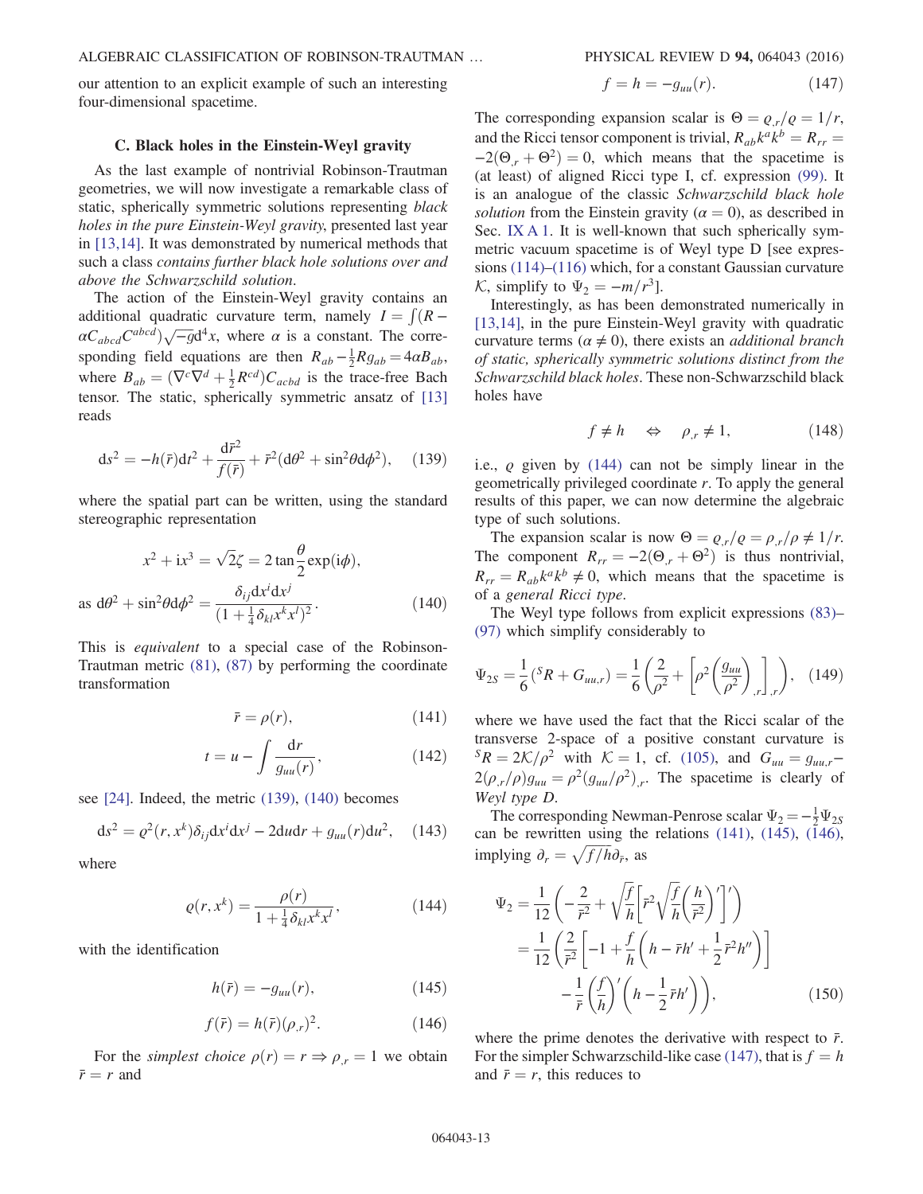our attention to an explicit example of such an interesting four-dimensional spacetime.

### C. Black holes in the Einstein-Weyl gravity

As the last example of nontrivial Robinson-Trautman geometries, we will now investigate a remarkable class of static, spherically symmetric solutions representing *black holes in the pure Einstein-Weyl gravity*, presented last year in [13,14]. It was demonstrated by numerical methods that such a class *contains further black hole solutions over and above the Schwarzschild solution*.

The action of the Einstein-Weyl gravity contains an additional quadratic curvature term, namely $I = \int (R - \alpha C_{abcd}C^{abcd})\sqrt{-g}\mathrm{d}^4x$, where $\alpha$ is a constant. The corresponding field equations are then $R_{ab} - \frac{1}{2}Rg_{ab} = 4\alpha B_{ab}$, where $B_{ab} = (\nabla^c\nabla^d + \frac{1}{2}R^{cd})C_{acbd}$ is the trace-free Bach tensor. The static, spherically symmetric ansatz of [13] reads

$$\mathrm{d}s^2 = -h(\bar{r})\mathrm{d}t^2 + \frac{\mathrm{d}\bar{r}^2}{f(\bar{r})} + \bar{r}^2(\mathrm{d}\theta^2 + \sin^2\theta\mathrm{d}\phi^2), \tag{139}$$

where the spatial part can be written, using the standard stereographic representation

$$x^2 + \mathrm{i}x^3 = \sqrt{2}\zeta = 2\tan\frac{\theta}{2}\exp(\mathrm{i}\phi),$$

$$\text{as } \mathrm{d}\theta^2 + \sin^2\theta\mathrm{d}\phi^2 = \frac{\delta_{ij}\mathrm{d}x^i\mathrm{d}x^j}{(1+\frac{1}{4}\delta_{kl}x^kx^l)^2}. \tag{140}$$

This is *equivalent* to a special case of the Robinson-Trautman metric (81), (87) by performing the coordinate transformation

$$\bar{r} = \rho(r), \tag{141}$$

$$t = u - \int \frac{\mathrm{d}r}{g_{uu}(r)}, \tag{142}$$

see [24]. Indeed, the metric (139), (140) becomes

$$\mathrm{d}s^2 = \varrho^2(r,x^k)\delta_{ij}\mathrm{d}x^i\mathrm{d}x^j - 2\mathrm{d}u\mathrm{d}r + g_{uu}(r)\mathrm{d}u^2, \tag{143}$$

where

$$\varrho(r,x^k) = \frac{\rho(r)}{1+\frac{1}{4}\delta_{kl}x^kx^l}, \tag{144}$$

with the identification

$$h(\bar{r}) = -g_{uu}(r), \tag{145}$$

$$f(\bar{r}) = h(\bar{r})(\rho_{,r})^2. \tag{146}$$

For the *simplest choice* $\rho(r) = r \Rightarrow \rho_{,r} = 1$ we obtain $\bar{r} = r$ and

$$f = h = -g_{uu}(r). \tag{147}$$

The corresponding expansion scalar is $\Theta = \varrho_{,r}/\varrho = 1/r$, and the Ricci tensor component is trivial, $R_{ab}k^ak^b = R_{rr} = -2(\Theta_{,r} + \Theta^2) = 0$, which means that the spacetime is (at least) of aligned Ricci type I, cf. expression (99). It is an analogue of the classic *Schwarzschild black hole solution* from the Einstein gravity ($\alpha = 0$), as described in Sec. IX A 1. It is well-known that such spherically symmetric vacuum spacetime is of Weyl type D [see expressions (114)–(116) which, for a constant Gaussian curvature $\mathcal{K}$, simplify to $\Psi_2 = -m/r^3$].

Interestingly, as has been demonstrated numerically in [13,14], in the pure Einstein-Weyl gravity with quadratic curvature terms ($\alpha \neq 0$), there exists an *additional branch of static, spherically symmetric solutions distinct from the Schwarzschild black holes*. These non-Schwarzschild black holes have

$$f \neq h \quad \Leftrightarrow \quad \rho_{,r} \neq 1, \tag{148}$$

i.e., $\varrho$ given by (144) can not be simply linear in the geometrically privileged coordinate $r$. To apply the general results of this paper, we can now determine the algebraic type of such solutions.

The expansion scalar is now $\Theta = \varrho_{,r}/\varrho = \rho_{,r}/\rho \neq 1/r$. The component $R_{rr} = -2(\Theta_{,r} + \Theta^2)$ is thus nontrivial, $R_{rr} = R_{ab}k^ak^b \neq 0$, which means that the spacetime is of a *general Ricci type*.

The Weyl type follows from explicit expressions (83)–(97) which simplify considerably to

$$\Psi_{2S} = \frac{1}{6}({}^SR + G_{uu,r}) = \frac{1}{6}\left(\frac{2}{\rho^2} + \left[\rho^2\left(\frac{g_{uu}}{\rho^2}\right)_{,r}\right]_{,r}\right), \tag{149}$$

where we have used the fact that the Ricci scalar of the transverse 2-space of a positive constant curvature is ${}^SR = 2\mathcal{K}/\rho^2$ with $\mathcal{K} = 1$, cf. (105), and $G_{uu} = g_{uu,r} - 2(\rho_{,r}/\rho)g_{uu} = \rho^2(g_{uu}/\rho^2)_{,r}$. The spacetime is clearly of *Weyl type D*.

The corresponding Newman-Penrose scalar $\Psi_2 = -\frac{1}{2}\Psi_{2S}$ can be rewritten using the relations (141), (145), (146), implying $\partial_r = \sqrt{f/h}\partial_{\bar{r}}$, as

$$\begin{aligned}
\Psi_2 &= \frac{1}{12}\left(-\frac{2}{\bar{r}^2} + \sqrt{\frac{f}{h}}\left[\bar{r}^2\sqrt{\frac{f}{h}}\left(\frac{h}{\bar{r}^2}\right)'\right]'\right) \\
&= \frac{1}{12}\left(\frac{2}{\bar{r}^2}\left[-1 + \frac{f}{h}\left(h - \bar{r}h' + \frac{1}{2}\bar{r}^2h''\right)\right]\right. \\
&\qquad \left. - \frac{1}{\bar{r}}\left(\frac{f}{h}\right)'\left(h - \frac{1}{2}\bar{r}h'\right)\right),
\end{aligned} \tag{150}$$

where the prime denotes the derivative with respect to $\bar{r}$. For the simpler Schwarzschild-like case (147), that is $f = h$ and $\bar{r} = r$, this reduces to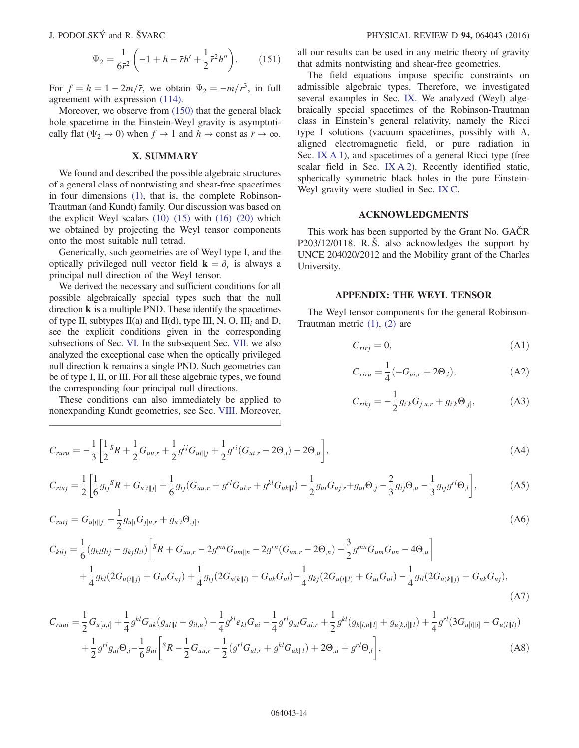$$\Psi_2 = \frac{1}{6\bar{r}^2}\left(-1 + h - \bar{r}h' + \frac{1}{2}\bar{r}^2 h''\right). \tag{151}$$

For $f = h = 1 - 2m/\bar{r}$, we obtain $\Psi_2 = -m/r^3$, in full agreement with expression (114).

Moreover, we observe from (150) that the general black hole spacetime in the Einstein-Weyl gravity is asymptotically flat ($\Psi_2 \to 0$) when $f \to 1$ and $h \to \text{const}$ as $\bar{r} \to \infty$.

## X. SUMMARY

We found and described the possible algebraic structures of a general class of nontwisting and shear-free spacetimes in four dimensions (1), that is, the complete Robinson-Trautman (and Kundt) family. Our discussion was based on the explicit Weyl scalars (10)–(15) with (16)–(20) which we obtained by projecting the Weyl tensor components onto the most suitable null tetrad.

Generically, such geometries are of Weyl type I, and the optically privileged null vector field $\mathbf{k} = \partial_r$ is always a principal null direction of the Weyl tensor.

We derived the necessary and sufficient conditions for all possible algebraically special types such that the null direction $\mathbf{k}$ is a multiple PND. These identify the spacetimes of type II, subtypes II(a) and II(d), type III, N, O, III$_i$ and D, see the explicit conditions given in the corresponding subsections of Sec. VI. In the subsequent Sec. VII. we also analyzed the exceptional case when the optically privileged null direction $\mathbf{k}$ remains a single PND. Such geometries can be of type I, II, or III. For all these algebraic types, we found the corresponding four principal null directions.

These conditions can also immediately be applied to nonexpanding Kundt geometries, see Sec. VIII. Moreover, all our results can be used in any metric theory of gravity that admits nontwisting and shear-free geometries.

The field equations impose specific constraints on admissible algebraic types. Therefore, we investigated several examples in Sec. IX. We analyzed (Weyl) algebraically special spacetimes of the Robinson-Trautman class in Einstein's general relativity, namely the Ricci type I solutions (vacuum spacetimes, possibly with $\Lambda$, aligned electromagnetic field, or pure radiation in Sec. IX A 1), and spacetimes of a general Ricci type (free scalar field in Sec. IX A 2). Recently identified static, spherically symmetric black holes in the pure Einstein-Weyl gravity were studied in Sec. IX C.

## ACKNOWLEDGMENTS

This work has been supported by the Grant No. GAČR P203/12/0118. R. Š. also acknowledges the support by UNCE 204020/2012 and the Mobility grant of the Charles University.

## APPENDIX: THE WEYL TENSOR

The Weyl tensor components for the general Robinson-Trautman metric (1), (2) are

$$C_{rirj} = 0, \tag{A1}$$

$$C_{riru} = \frac{1}{4}(-G_{ui,r} + 2\Theta_{,i}), \tag{A2}$$

$$C_{rikj} = -\frac{1}{2}g_{i[k}G_{j]u,r} + g_{i[k}\Theta_{,j]}, \tag{A3}$$

$$C_{ruru} = -\frac{1}{3}\left[\frac{1}{2}{}^{S}R + \frac{1}{2}G_{uu,r} + \frac{1}{2}g^{ij}G_{ui||j} + \frac{1}{2}g^{ri}(G_{ui,r} - 2\Theta_{,i}) - 2\Theta_{,u}\right], \tag{A4}$$

$$C_{riuj} = \frac{1}{2}\left[\frac{1}{6}g_{ij}{}^{S}R + G_{u[i||j]} + \frac{1}{6}g_{ij}(G_{uu,r} + g^{rl}G_{ul,r} + g^{kl}G_{uk||l}) - \frac{1}{2}g_{ui}G_{uj,r} + g_{ui}\Theta_{,j} - \frac{2}{3}g_{ij}\Theta_{,u} - \frac{1}{3}g_{ij}g^{rl}\Theta_{,l}\right], \tag{A5}$$

$$C_{ruij} = G_{u[i||j]} - \frac{1}{2}g_{u[i}G_{j]u,r} + g_{u[i}\Theta_{,j]}, \tag{A6}$$

$$\begin{aligned}
C_{kilj} = \frac{1}{6}(g_{kl}g_{ij} - g_{kj}g_{il})&\left[{}^{S}R + G_{uu,r} - 2g^{mn}G_{um||n} - 2g^{rn}(G_{un,r} - 2\Theta_{,n}) - \frac{3}{2}g^{mn}G_{um}G_{un} - 4\Theta_{,u}\right] \\
&+ \frac{1}{4}g_{kl}(2G_{u(i||j)} + G_{ui}G_{uj}) + \frac{1}{4}g_{ij}(2G_{u(k||l)} + G_{uk}G_{ul}) - \frac{1}{4}g_{kj}(2G_{u(i||l)} + G_{ui}G_{ul}) - \frac{1}{4}g_{il}(2G_{u(k||j)} + G_{uk}G_{uj}),
\end{aligned} \tag{A7}$$

$$\begin{aligned}
C_{ruui} = &\frac{1}{2}G_{u[u,i]} + \frac{1}{4}g^{kl}G_{uk}(g_{ui||l} - g_{il,u}) - \frac{1}{4}g^{kl}e_{kl}G_{ui} - \frac{1}{4}g^{rl}g_{ul}G_{ui,r} + \frac{1}{2}g^{kl}(g_{k[i,u||l]} + g_{u[k,i]||l}) + \frac{1}{4}g^{rl}(3G_{u[l||i]} - G_{u(i||l)}) \\
&+ \frac{1}{2}g^{rl}g_{ul}\Theta_{,i} - \frac{1}{6}g_{ui}\left[{}^{S}R - \frac{1}{2}G_{uu,r} - \frac{1}{2}(g^{rl}G_{ul,r} + g^{kl}G_{uk||l}) + 2\Theta_{,u} + g^{rl}\Theta_{,l}\right],
\end{aligned} \tag{A8}$$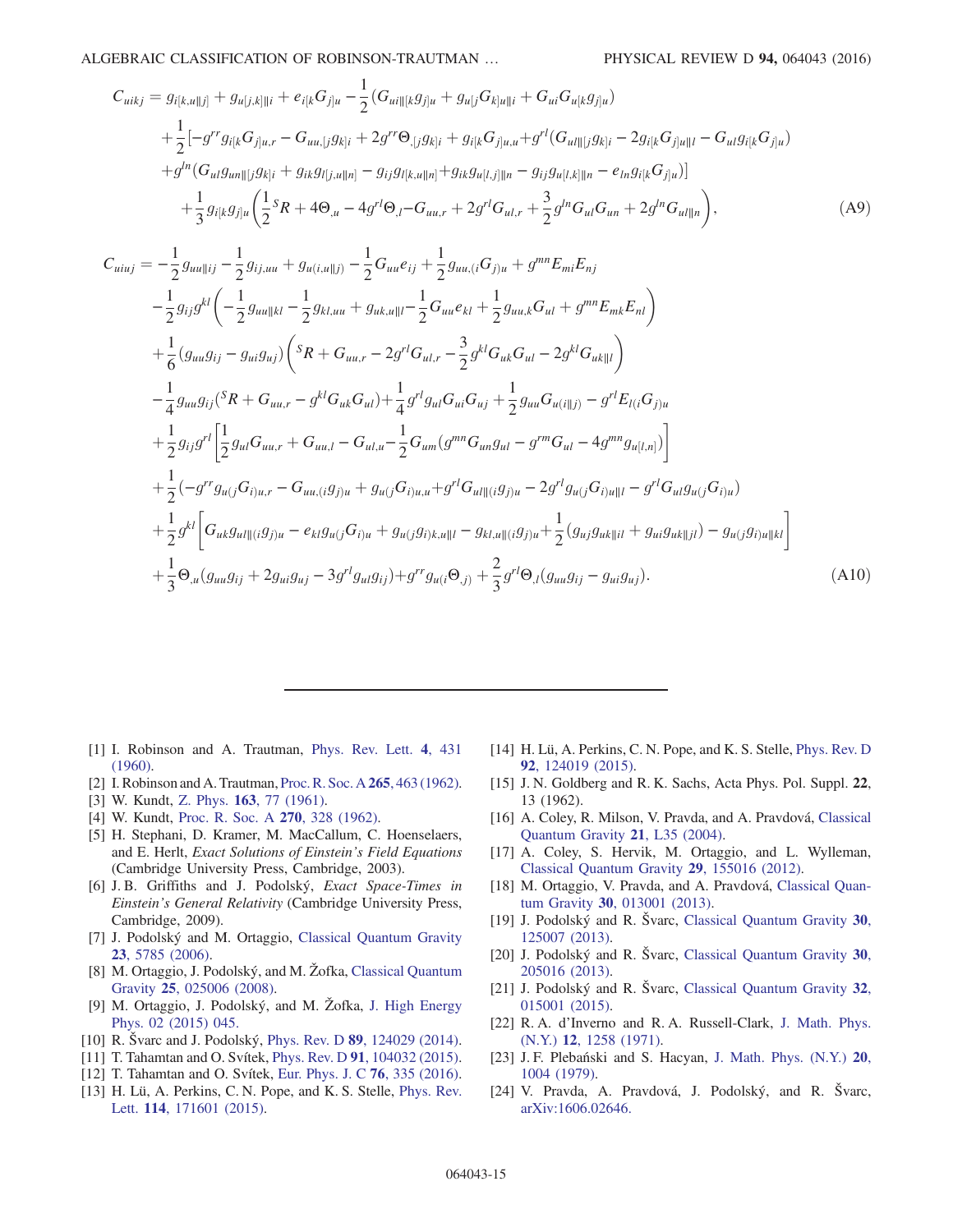$$
\begin{aligned}
C_{uikj} = {} & g_{i[k,u\|j]} + g_{u[j,k]\|i} + e_{i[k}G_{j]u} - \frac{1}{2}(G_{ui\|[k}g_{j]u} + g_{u[j}G_{k]u\|i} + G_{ui}G_{u[k}g_{j]u}) \\
& + \frac{1}{2}[-g^{rr}g_{i[k}G_{j]u,r} - G_{uu,[j}g_{k]i} + 2g^{rr}\Theta_{,[j}g_{k]i} + g_{i[k}G_{j]u,u} + g^{rl}(G_{ul\|[j}g_{k]i} - 2g_{i[k}G_{j]u\|l} - G_{ul}g_{i[k}G_{j]u}) \\
& + g^{ln}(G_{ul}g_{un\|[j}g_{k]i} + g_{ik}g_{l[j,u\|n]} - g_{ij}g_{l[k,u\|n]} + g_{ik}g_{u[l,j]\|n} - g_{ij}g_{u[l,k]\|n} - e_{ln}g_{i[k}G_{j]u})] \\
& + \frac{1}{3}g_{i[k}g_{j]u}\left(\frac{1}{2}{}^{S}R + 4\Theta_{,u} - 4g^{rl}\Theta_{,l} - G_{uu,r} + 2g^{rl}G_{ul,r} + \frac{3}{2}g^{ln}G_{ul}G_{un} + 2g^{ln}G_{ul\|n}\right), \qquad \text{(A9)}
\end{aligned}
$$

$$
\begin{aligned}
C_{uiuj} = {} & -\frac{1}{2}g_{uu\|ij} - \frac{1}{2}g_{ij,uu} + g_{u(i,u\|j)} - \frac{1}{2}G_{uu}e_{ij} + \frac{1}{2}g_{uu,(i}G_{j)u} + g^{mn}E_{mi}E_{nj} \\
& - \frac{1}{2}g_{ij}g^{kl}\left(-\frac{1}{2}g_{uu\|kl} - \frac{1}{2}g_{kl,uu} + g_{uk,u\|l} - \frac{1}{2}G_{uu}e_{kl} + \frac{1}{2}g_{uu,k}G_{ul} + g^{mn}E_{mk}E_{nl}\right) \\
& + \frac{1}{6}(g_{uu}g_{ij} - g_{ui}g_{uj})\left({}^{S}R + G_{uu,r} - 2g^{rl}G_{ul,r} - \frac{3}{2}g^{kl}G_{uk}G_{ul} - 2g^{kl}G_{uk\|l}\right) \\
& - \frac{1}{4}g_{uu}g_{ij}({}^{S}R + G_{uu,r} - g^{kl}G_{uk}G_{ul}) + \frac{1}{4}g^{rl}g_{ul}G_{ui}G_{uj} + \frac{1}{2}g_{uu}G_{u(i\|j)} - g^{rl}E_{l(i}G_{j)u} \\
& + \frac{1}{2}g_{ij}g^{rl}\left[\frac{1}{2}g_{ul}G_{uu,r} + G_{uu,l} - G_{ul,u} - \frac{1}{2}G_{um}(g^{mn}G_{un}g_{ul} - g^{rm}G_{ul} - 4g^{mn}g_{u[l,n]})\right] \\
& + \frac{1}{2}(-g^{rr}g_{u(j}G_{i)u,r} - G_{uu,(i}g_{j)u} + g_{u(j}G_{i)u,u} + g^{rl}G_{ul\|(i}g_{j)u} - 2g^{rl}g_{u(j}G_{i)u\|l} - g^{rl}G_{ul}g_{u(j}G_{i)u}) \\
& + \frac{1}{2}g^{kl}\left[G_{uk}g_{ul\|(i}g_{j)u} - e_{kl}g_{u(j}G_{i)u} + g_{u(j}g_{i)k,u\|l} - g_{kl,u\|(i}g_{j)u} + \frac{1}{2}(g_{uj}g_{uk\|il} + g_{ui}g_{uk\|jl}) - g_{u(j}g_{i)u\|kl}\right] \\
& + \frac{1}{3}\Theta_{,u}(g_{uu}g_{ij} + 2g_{ui}g_{uj} - 3g^{rl}g_{ul}g_{ij}) + g^{rr}g_{u(i}\Theta_{,j)} + \frac{2}{3}g^{rl}\Theta_{,l}(g_{uu}g_{ij} - g_{ui}g_{uj}). \qquad \text{(A10)}
\end{aligned}
$$

---

[1] I. Robinson and A. Trautman, Phys. Rev. Lett. **4**, 431 (1960).

[2] I. Robinson and A. Trautman, Proc. R. Soc. A **265**, 463 (1962).

[3] W. Kundt, Z. Phys. **163**, 77 (1961).

[4] W. Kundt, Proc. R. Soc. A **270**, 328 (1962).

[5] H. Stephani, D. Kramer, M. MacCallum, C. Hoenselaers, and E. Herlt, *Exact Solutions of Einstein's Field Equations* (Cambridge University Press, Cambridge, 2003).

[6] J. B. Griffiths and J. Podolský, *Exact Space-Times in Einstein's General Relativity* (Cambridge University Press, Cambridge, 2009).

[7] J. Podolský and M. Ortaggio, Classical Quantum Gravity **23**, 5785 (2006).

[8] M. Ortaggio, J. Podolský, and M. Žofka, Classical Quantum Gravity **25**, 025006 (2008).

[9] M. Ortaggio, J. Podolský, and M. Žofka, J. High Energy Phys. 02 (2015) 045.

[10] R. Švarc and J. Podolský, Phys. Rev. D **89**, 124029 (2014).

[11] T. Tahamtan and O. Svítek, Phys. Rev. D **91**, 104032 (2015).

[12] T. Tahamtan and O. Svítek, Eur. Phys. J. C **76**, 335 (2016).

[13] H. Lü, A. Perkins, C. N. Pope, and K. S. Stelle, Phys. Rev. Lett. **114**, 171601 (2015).

[14] H. Lü, A. Perkins, C. N. Pope, and K. S. Stelle, Phys. Rev. D **92**, 124019 (2015).

[15] J. N. Goldberg and R. K. Sachs, Acta Phys. Pol. Suppl. **22**, 13 (1962).

[16] A. Coley, R. Milson, V. Pravda, and A. Pravdová, Classical Quantum Gravity **21**, L35 (2004).

[17] A. Coley, S. Hervik, M. Ortaggio, and L. Wylleman, Classical Quantum Gravity **29**, 155016 (2012).

[18] M. Ortaggio, V. Pravda, and A. Pravdová, Classical Quantum Gravity **30**, 013001 (2013).

[19] J. Podolský and R. Švarc, Classical Quantum Gravity **30**, 125007 (2013).

[20] J. Podolský and R. Švarc, Classical Quantum Gravity **30**, 205016 (2013).

[21] J. Podolský and R. Švarc, Classical Quantum Gravity **32**, 015001 (2015).

[22] R. A. d'Inverno and R. A. Russell-Clark, J. Math. Phys. (N.Y.) **12**, 1258 (1971).

[23] J. F. Plebański and S. Hacyan, J. Math. Phys. (N.Y.) **20**, 1004 (1979).

[24] V. Pravda, A. Pravdová, J. Podolský, and R. Švarc, arXiv:1606.02646.